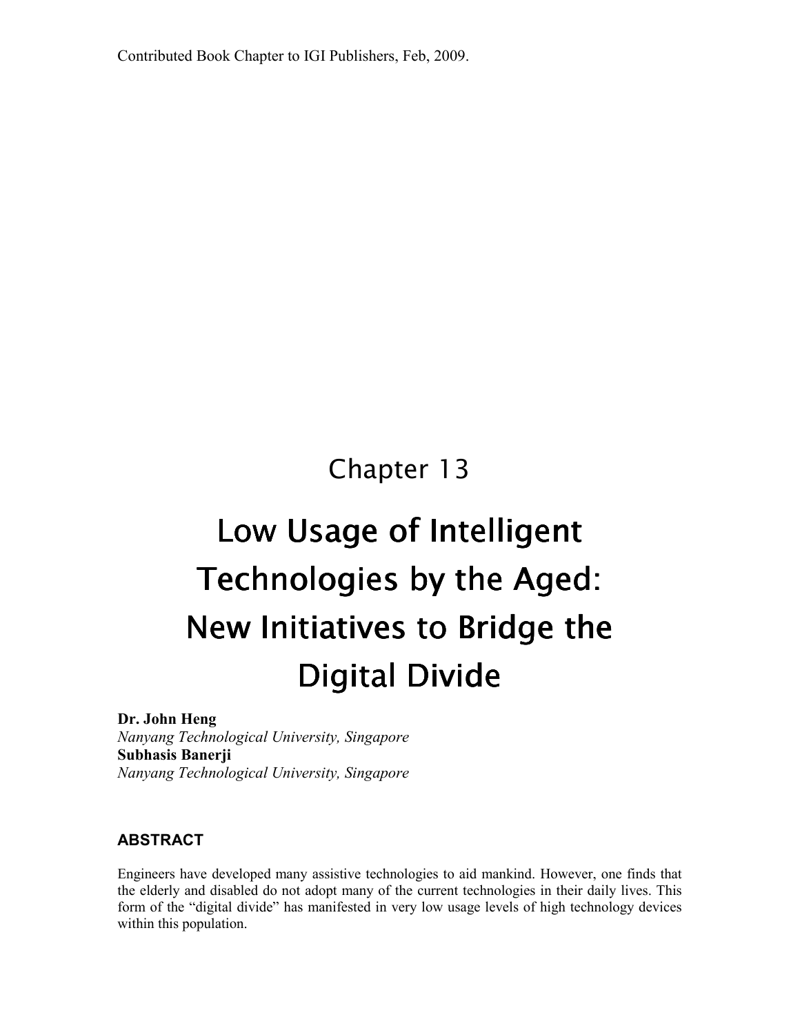Contributed Book Chapter to IGI Publishers, Feb, 2009.

# Chapter 13

# Low Usage of Intelligent Technologies by the Aged: New Initiatives to Bridge the Digital Divide

**Dr. John Heng**
*Nanyang Technological University, Singapore*
**Subhasis Banerji**
*Nanyang Technological University, Singapore*

## ABSTRACT

Engineers have developed many assistive technologies to aid mankind. However, one finds that the elderly and disabled do not adopt many of the current technologies in their daily lives. This form of the “digital divide” has manifested in very low usage levels of high technology devices within this population.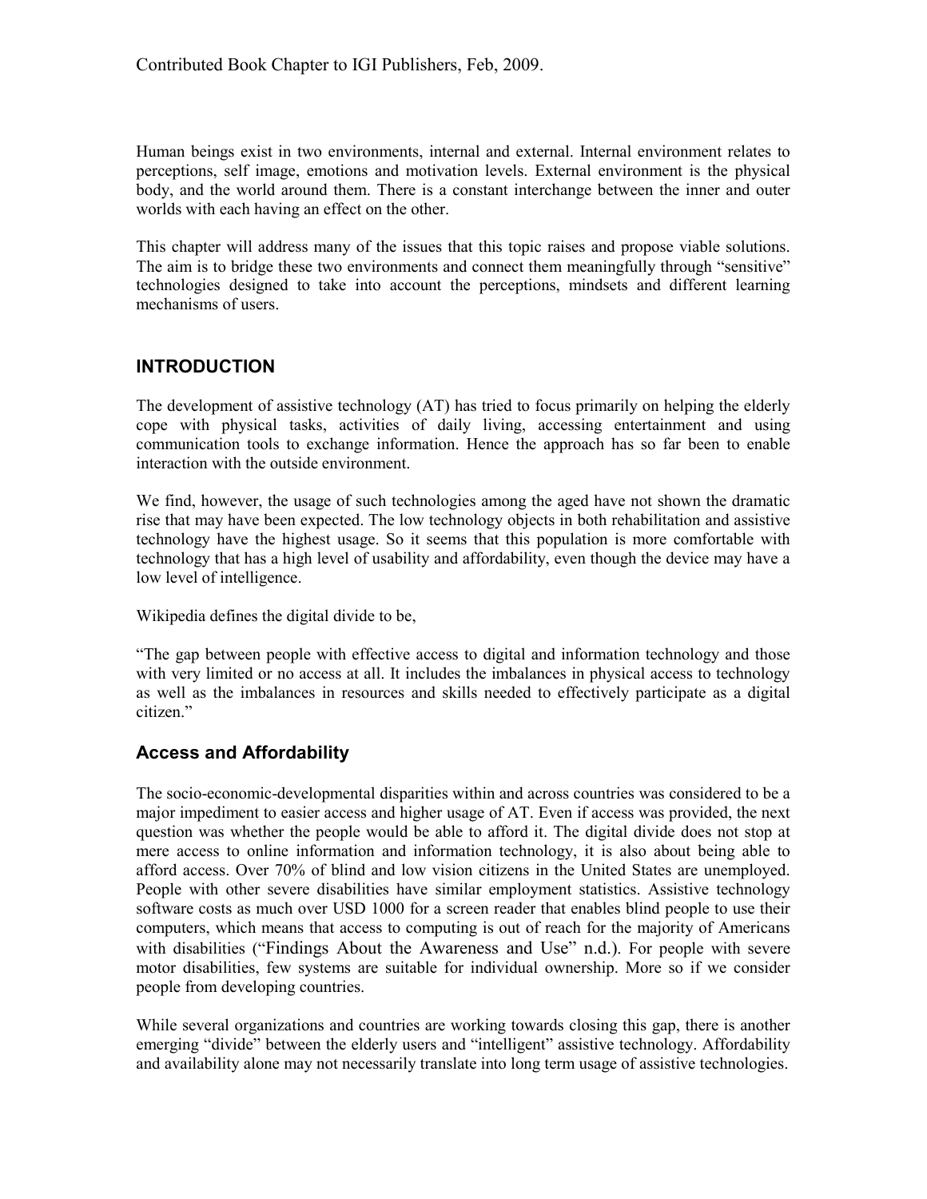Human beings exist in two environments, internal and external. Internal environment relates to perceptions, self image, emotions and motivation levels. External environment is the physical body, and the world around them. There is a constant interchange between the inner and outer worlds with each having an effect on the other.

This chapter will address many of the issues that this topic raises and propose viable solutions. The aim is to bridge these two environments and connect them meaningfully through "sensitive" technologies designed to take into account the perceptions, mindsets and different learning mechanisms of users.

## INTRODUCTION

The development of assistive technology (AT) has tried to focus primarily on helping the elderly cope with physical tasks, activities of daily living, accessing entertainment and using communication tools to exchange information. Hence the approach has so far been to enable interaction with the outside environment.

We find, however, the usage of such technologies among the aged have not shown the dramatic rise that may have been expected. The low technology objects in both rehabilitation and assistive technology have the highest usage. So it seems that this population is more comfortable with technology that has a high level of usability and affordability, even though the device may have a low level of intelligence.

Wikipedia defines the digital divide to be,

"The gap between people with effective access to digital and information technology and those with very limited or no access at all. It includes the imbalances in physical access to technology as well as the imbalances in resources and skills needed to effectively participate as a digital citizen."

### Access and Affordability

The socio-economic-developmental disparities within and across countries was considered to be a major impediment to easier access and higher usage of AT. Even if access was provided, the next question was whether the people would be able to afford it. The digital divide does not stop at mere access to online information and information technology, it is also about being able to afford access. Over 70% of blind and low vision citizens in the United States are unemployed. People with other severe disabilities have similar employment statistics. Assistive technology software costs as much over USD 1000 for a screen reader that enables blind people to use their computers, which means that access to computing is out of reach for the majority of Americans with disabilities ("Findings About the Awareness and Use" n.d.). For people with severe motor disabilities, few systems are suitable for individual ownership. More so if we consider people from developing countries.

While several organizations and countries are working towards closing this gap, there is another emerging "divide" between the elderly users and "intelligent" assistive technology. Affordability and availability alone may not necessarily translate into long term usage of assistive technologies.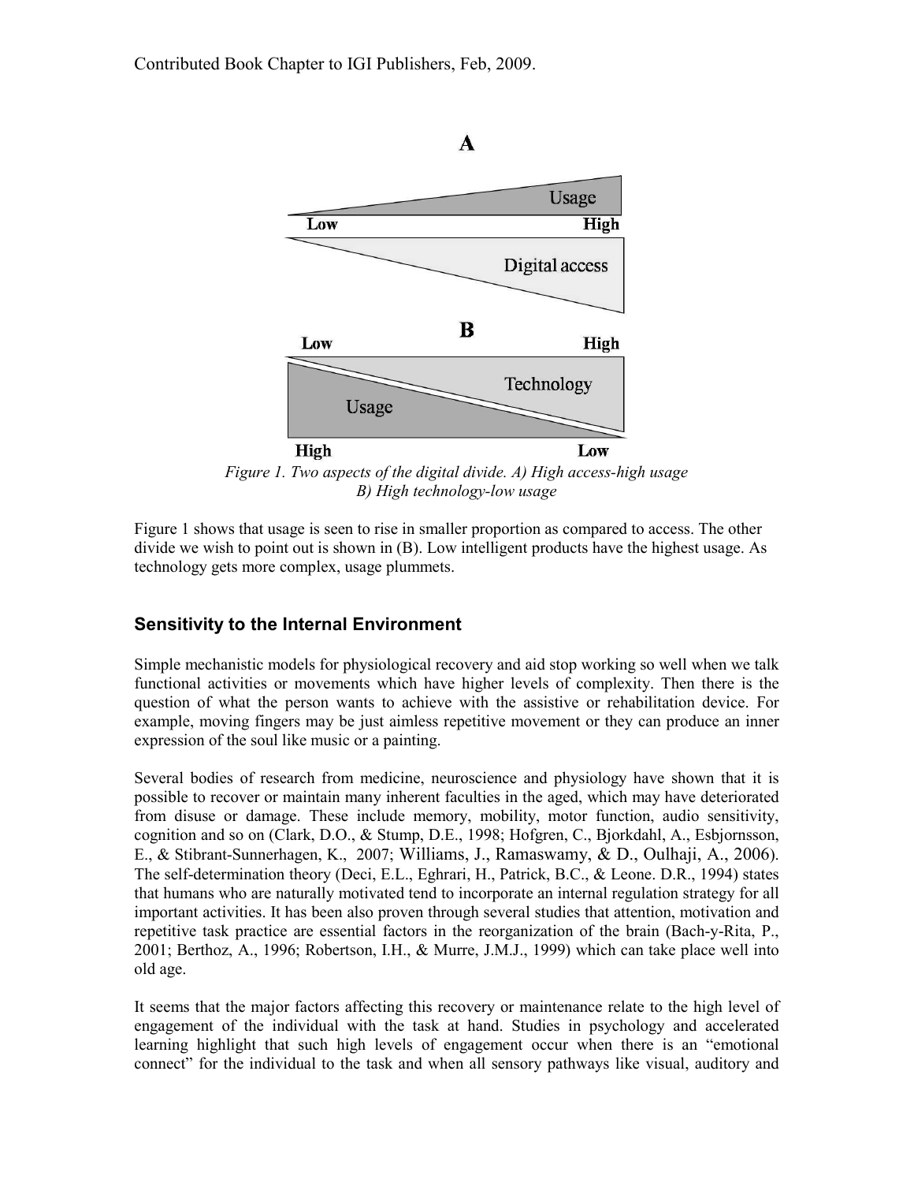Figure 1. Two aspects of the digital divide. A) High access-high usage B) High technology-low usage

Figure 1 shows that usage is seen to rise in smaller proportion as compared to access. The other divide we wish to point out is shown in (B). Low intelligent products have the highest usage. As technology gets more complex, usage plummets.

## Sensitivity to the Internal Environment

Simple mechanistic models for physiological recovery and aid stop working so well when we talk functional activities or movements which have higher levels of complexity. Then there is the question of what the person wants to achieve with the assistive or rehabilitation device. For example, moving fingers may be just aimless repetitive movement or they can produce an inner expression of the soul like music or a painting.

Several bodies of research from medicine, neuroscience and physiology have shown that it is possible to recover or maintain many inherent faculties in the aged, which may have deteriorated from disuse or damage. These include memory, mobility, motor function, audio sensitivity, cognition and so on (Clark, D.O., & Stump, D.E., 1998; Hofgren, C., Bjorkdahl, A., Esbjornsson, E., & Stibrant-Sunnerhagen, K., 2007; Williams, J., Ramaswamy, & D., Oulhaji, A., 2006). The self-determination theory (Deci, E.L., Eghrari, H., Patrick, B.C., & Leone. D.R., 1994) states that humans who are naturally motivated tend to incorporate an internal regulation strategy for all important activities. It has been also proven through several studies that attention, motivation and repetitive task practice are essential factors in the reorganization of the brain (Bach-y-Rita, P., 2001; Berthoz, A., 1996; Robertson, I.H., & Murre, J.M.J., 1999) which can take place well into old age.

It seems that the major factors affecting this recovery or maintenance relate to the high level of engagement of the individual with the task at hand. Studies in psychology and accelerated learning highlight that such high levels of engagement occur when there is an "emotional connect" for the individual to the task and when all sensory pathways like visual, auditory and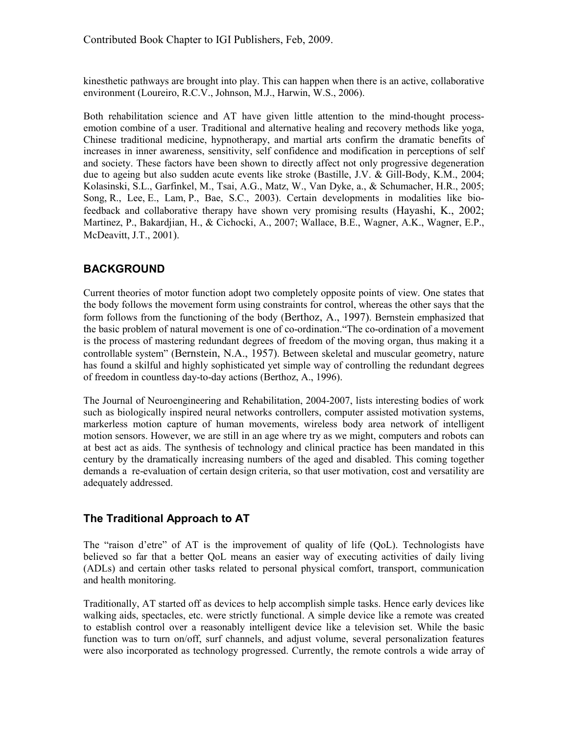kinesthetic pathways are brought into play. This can happen when there is an active, collaborative environment (Loureiro, R.C.V., Johnson, M.J., Harwin, W.S., 2006).

Both rehabilitation science and AT have given little attention to the mind-thought process-emotion combine of a user. Traditional and alternative healing and recovery methods like yoga, Chinese traditional medicine, hypnotherapy, and martial arts confirm the dramatic benefits of increases in inner awareness, sensitivity, self confidence and modification in perceptions of self and society. These factors have been shown to directly affect not only progressive degeneration due to ageing but also sudden acute events like stroke (Bastille, J.V. & Gill-Body, K.M., 2004; Kolasinski, S.L., Garfinkel, M., Tsai, A.G., Matz, W., Van Dyke, a., & Schumacher, H.R., 2005; Song, R., Lee, E., Lam, P., Bae, S.C., 2003). Certain developments in modalities like bio-feedback and collaborative therapy have shown very promising results (Hayashi, K., 2002; Martinez, P., Bakardjian, H., & Cichocki, A., 2007; Wallace, B.E., Wagner, A.K., Wagner, E.P., McDeavitt, J.T., 2001).

## BACKGROUND

Current theories of motor function adopt two completely opposite points of view. One states that the body follows the movement form using constraints for control, whereas the other says that the form follows from the functioning of the body (Berthoz, A., 1997). Bernstein emphasized that the basic problem of natural movement is one of co-ordination."The co-ordination of a movement is the process of mastering redundant degrees of freedom of the moving organ, thus making it a controllable system" (Bernstein, N.A., 1957). Between skeletal and muscular geometry, nature has found a skilful and highly sophisticated yet simple way of controlling the redundant degrees of freedom in countless day-to-day actions (Berthoz, A., 1996).

The Journal of Neuroengineering and Rehabilitation, 2004-2007, lists interesting bodies of work such as biologically inspired neural networks controllers, computer assisted motivation systems, markerless motion capture of human movements, wireless body area network of intelligent motion sensors. However, we are still in an age where try as we might, computers and robots can at best act as aids. The synthesis of technology and clinical practice has been mandated in this century by the dramatically increasing numbers of the aged and disabled. This coming together demands a re-evaluation of certain design criteria, so that user motivation, cost and versatility are adequately addressed.

### The Traditional Approach to AT

The "raison d'etre" of AT is the improvement of quality of life (QoL). Technologists have believed so far that a better QoL means an easier way of executing activities of daily living (ADLs) and certain other tasks related to personal physical comfort, transport, communication and health monitoring.

Traditionally, AT started off as devices to help accomplish simple tasks. Hence early devices like walking aids, spectacles, etc. were strictly functional. A simple device like a remote was created to establish control over a reasonably intelligent device like a television set. While the basic function was to turn on/off, surf channels, and adjust volume, several personalization features were also incorporated as technology progressed. Currently, the remote controls a wide array of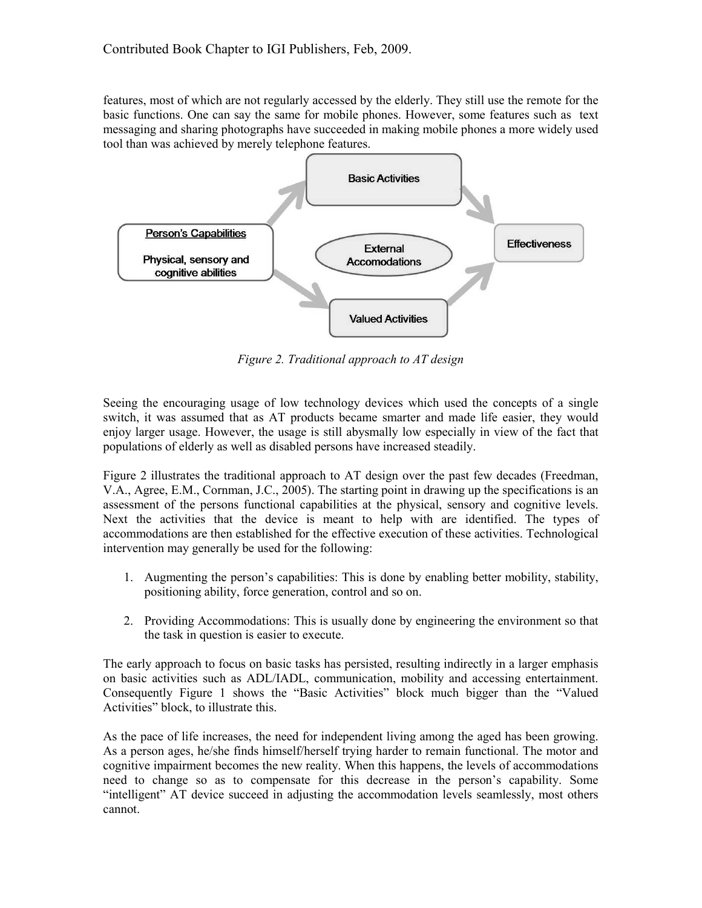features, most of which are not regularly accessed by the elderly. They still use the remote for the basic functions. One can say the same for mobile phones. However, some features such as text messaging and sharing photographs have succeeded in making mobile phones a more widely used tool than was achieved by merely telephone features.

*Figure 2. Traditional approach to AT design*

Seeing the encouraging usage of low technology devices which used the concepts of a single switch, it was assumed that as AT products became smarter and made life easier, they would enjoy larger usage. However, the usage is still abysmally low especially in view of the fact that populations of elderly as well as disabled persons have increased steadily.

Figure 2 illustrates the traditional approach to AT design over the past few decades (Freedman, V.A., Agree, E.M., Cornman, J.C., 2005). The starting point in drawing up the specifications is an assessment of the persons functional capabilities at the physical, sensory and cognitive levels. Next the activities that the device is meant to help with are identified. The types of accommodations are then established for the effective execution of these activities. Technological intervention may generally be used for the following:

1. Augmenting the person's capabilities: This is done by enabling better mobility, stability, positioning ability, force generation, control and so on.

2. Providing Accommodations: This is usually done by engineering the environment so that the task in question is easier to execute.

The early approach to focus on basic tasks has persisted, resulting indirectly in a larger emphasis on basic activities such as ADL/IADL, communication, mobility and accessing entertainment. Consequently Figure 1 shows the "Basic Activities" block much bigger than the "Valued Activities" block, to illustrate this.

As the pace of life increases, the need for independent living among the aged has been growing. As a person ages, he/she finds himself/herself trying harder to remain functional. The motor and cognitive impairment becomes the new reality. When this happens, the levels of accommodations need to change so as to compensate for this decrease in the person's capability. Some "intelligent" AT device succeed in adjusting the accommodation levels seamlessly, most others cannot.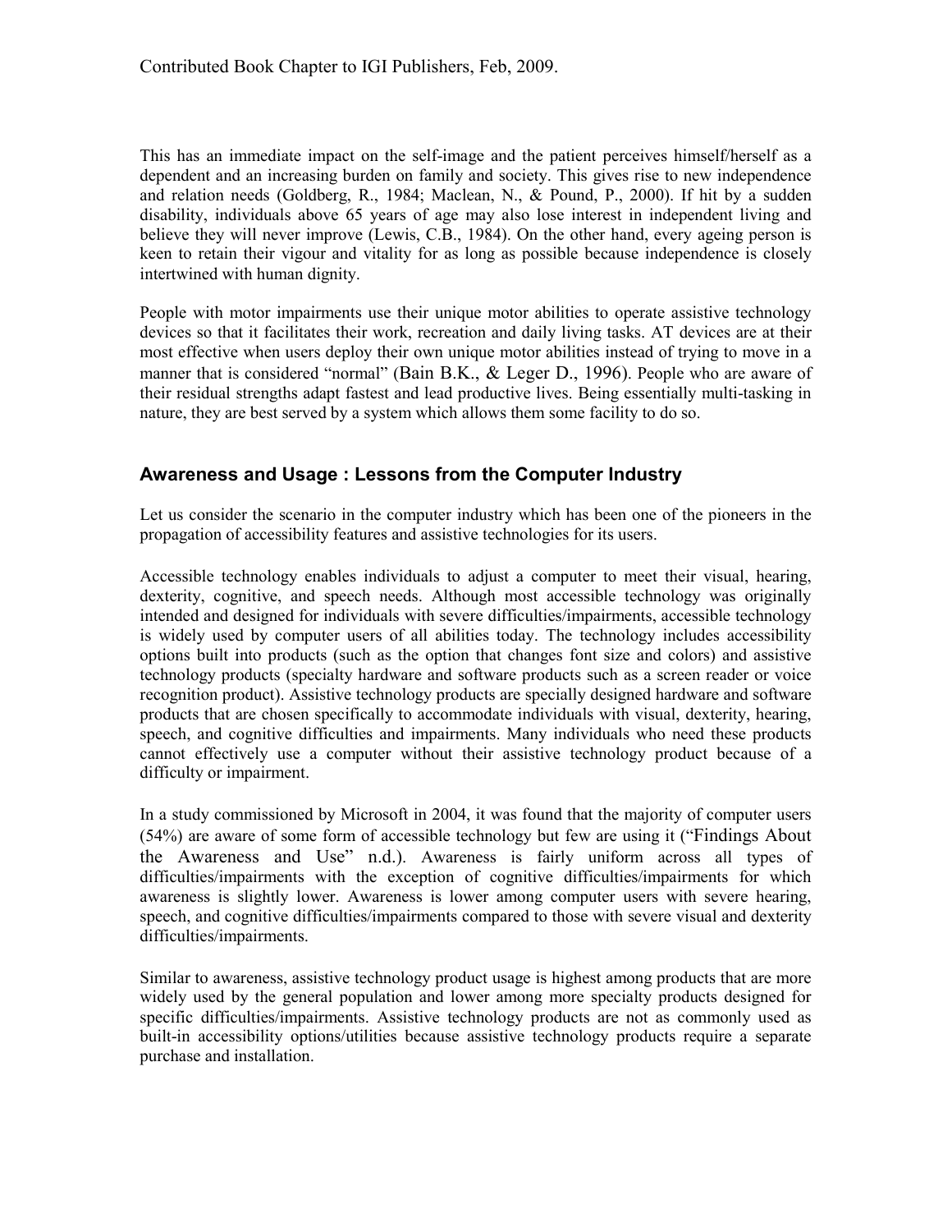This has an immediate impact on the self-image and the patient perceives himself/herself as a dependent and an increasing burden on family and society. This gives rise to new independence and relation needs (Goldberg, R., 1984; Maclean, N., & Pound, P., 2000). If hit by a sudden disability, individuals above 65 years of age may also lose interest in independent living and believe they will never improve (Lewis, C.B., 1984). On the other hand, every ageing person is keen to retain their vigour and vitality for as long as possible because independence is closely intertwined with human dignity.

People with motor impairments use their unique motor abilities to operate assistive technology devices so that it facilitates their work, recreation and daily living tasks. AT devices are at their most effective when users deploy their own unique motor abilities instead of trying to move in a manner that is considered "normal" (Bain B.K., & Leger D., 1996). People who are aware of their residual strengths adapt fastest and lead productive lives. Being essentially multi-tasking in nature, they are best served by a system which allows them some facility to do so.

## Awareness and Usage : Lessons from the Computer Industry

Let us consider the scenario in the computer industry which has been one of the pioneers in the propagation of accessibility features and assistive technologies for its users.

Accessible technology enables individuals to adjust a computer to meet their visual, hearing, dexterity, cognitive, and speech needs. Although most accessible technology was originally intended and designed for individuals with severe difficulties/impairments, accessible technology is widely used by computer users of all abilities today. The technology includes accessibility options built into products (such as the option that changes font size and colors) and assistive technology products (specialty hardware and software products such as a screen reader or voice recognition product). Assistive technology products are specially designed hardware and software products that are chosen specifically to accommodate individuals with visual, dexterity, hearing, speech, and cognitive difficulties and impairments. Many individuals who need these products cannot effectively use a computer without their assistive technology product because of a difficulty or impairment.

In a study commissioned by Microsoft in 2004, it was found that the majority of computer users (54%) are aware of some form of accessible technology but few are using it ("Findings About the Awareness and Use" n.d.). Awareness is fairly uniform across all types of difficulties/impairments with the exception of cognitive difficulties/impairments for which awareness is slightly lower. Awareness is lower among computer users with severe hearing, speech, and cognitive difficulties/impairments compared to those with severe visual and dexterity difficulties/impairments.

Similar to awareness, assistive technology product usage is highest among products that are more widely used by the general population and lower among more specialty products designed for specific difficulties/impairments. Assistive technology products are not as commonly used as built-in accessibility options/utilities because assistive technology products require a separate purchase and installation.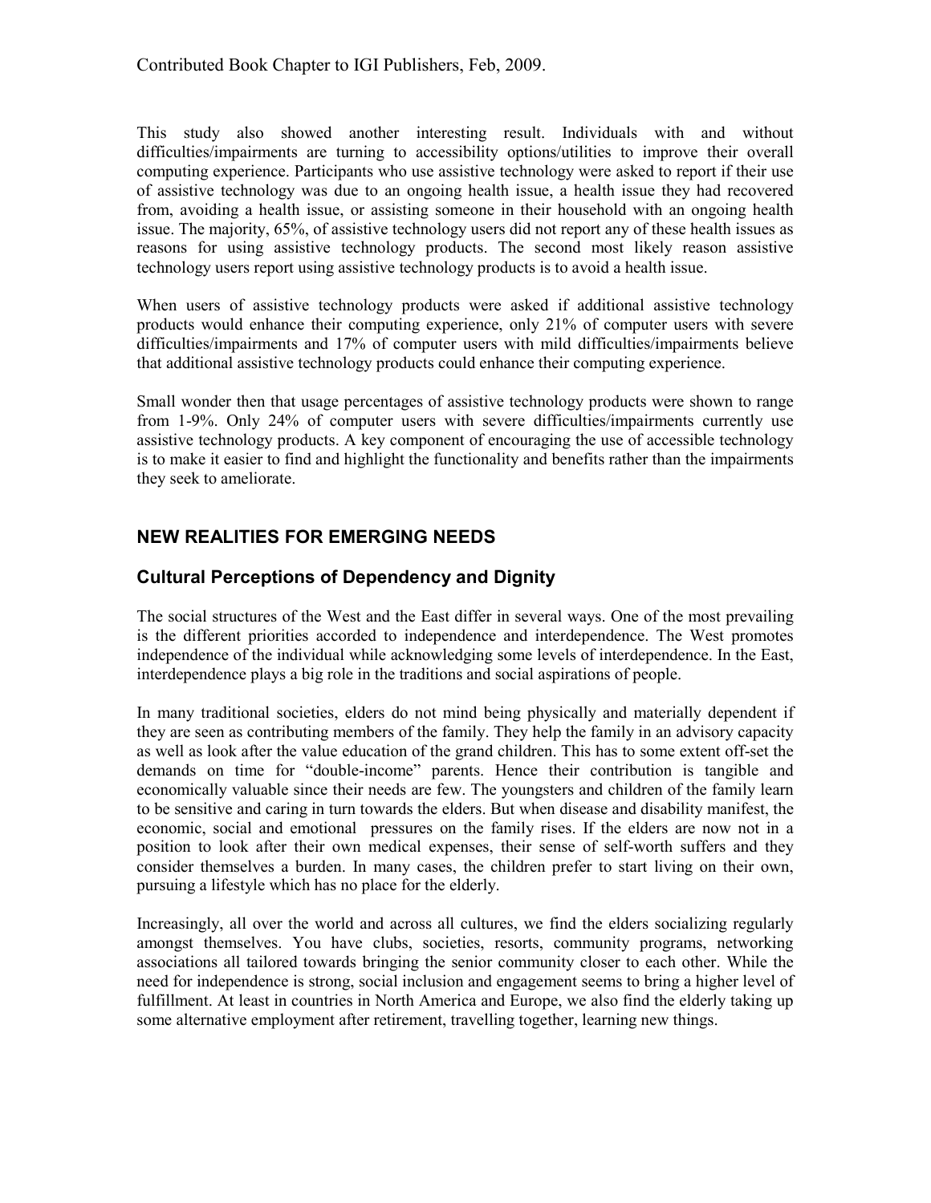This study also showed another interesting result. Individuals with and without difficulties/impairments are turning to accessibility options/utilities to improve their overall computing experience. Participants who use assistive technology were asked to report if their use of assistive technology was due to an ongoing health issue, a health issue they had recovered from, avoiding a health issue, or assisting someone in their household with an ongoing health issue. The majority, 65%, of assistive technology users did not report any of these health issues as reasons for using assistive technology products. The second most likely reason assistive technology users report using assistive technology products is to avoid a health issue.

When users of assistive technology products were asked if additional assistive technology products would enhance their computing experience, only 21% of computer users with severe difficulties/impairments and 17% of computer users with mild difficulties/impairments believe that additional assistive technology products could enhance their computing experience.

Small wonder then that usage percentages of assistive technology products were shown to range from 1-9%. Only 24% of computer users with severe difficulties/impairments currently use assistive technology products. A key component of encouraging the use of accessible technology is to make it easier to find and highlight the functionality and benefits rather than the impairments they seek to ameliorate.

## NEW REALITIES FOR EMERGING NEEDS

### Cultural Perceptions of Dependency and Dignity

The social structures of the West and the East differ in several ways. One of the most prevailing is the different priorities accorded to independence and interdependence. The West promotes independence of the individual while acknowledging some levels of interdependence. In the East, interdependence plays a big role in the traditions and social aspirations of people.

In many traditional societies, elders do not mind being physically and materially dependent if they are seen as contributing members of the family. They help the family in an advisory capacity as well as look after the value education of the grand children. This has to some extent off-set the demands on time for "double-income" parents. Hence their contribution is tangible and economically valuable since their needs are few. The youngsters and children of the family learn to be sensitive and caring in turn towards the elders. But when disease and disability manifest, the economic, social and emotional pressures on the family rises. If the elders are now not in a position to look after their own medical expenses, their sense of self-worth suffers and they consider themselves a burden. In many cases, the children prefer to start living on their own, pursuing a lifestyle which has no place for the elderly.

Increasingly, all over the world and across all cultures, we find the elders socializing regularly amongst themselves. You have clubs, societies, resorts, community programs, networking associations all tailored towards bringing the senior community closer to each other. While the need for independence is strong, social inclusion and engagement seems to bring a higher level of fulfillment. At least in countries in North America and Europe, we also find the elderly taking up some alternative employment after retirement, travelling together, learning new things.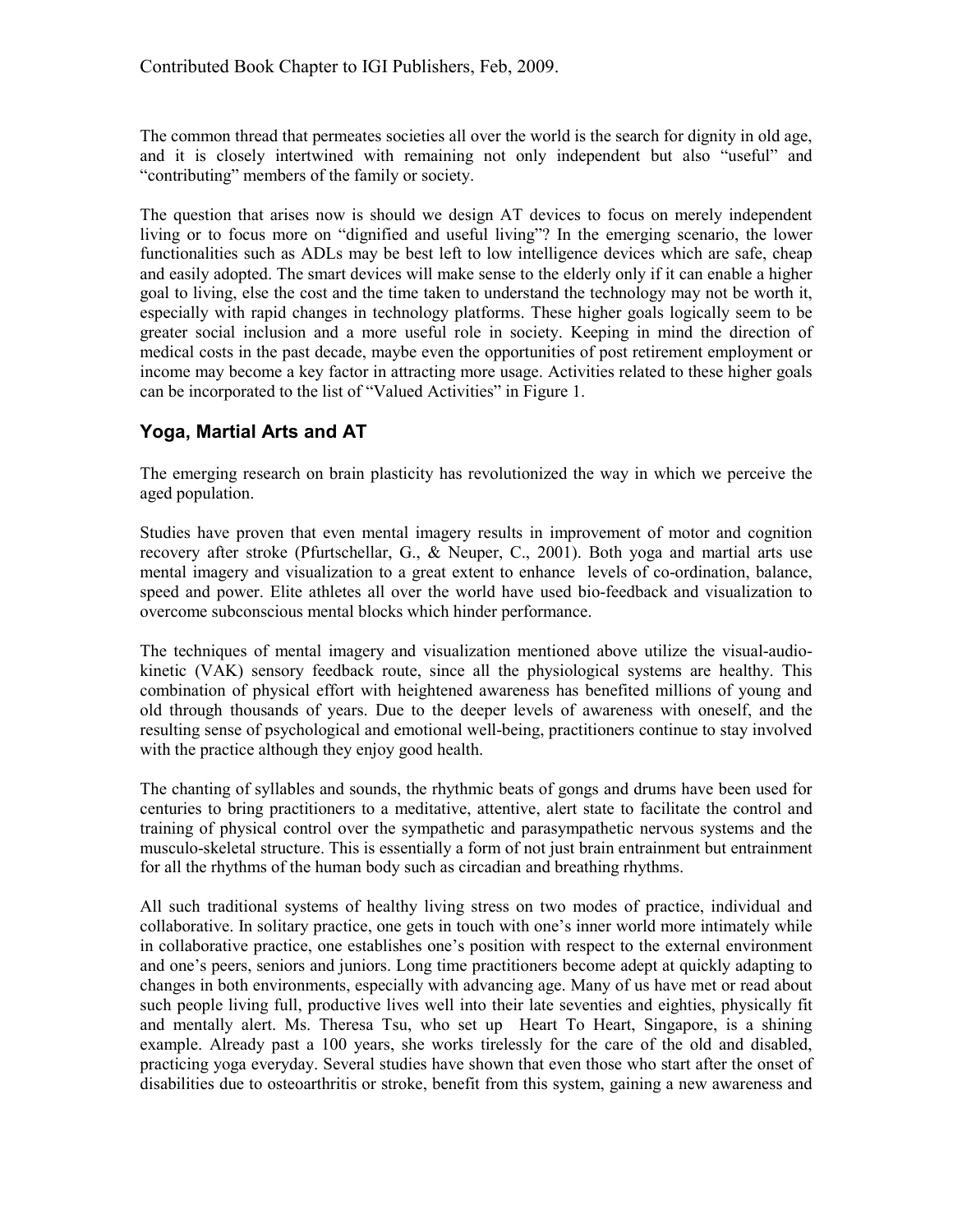The common thread that permeates societies all over the world is the search for dignity in old age, and it is closely intertwined with remaining not only independent but also "useful" and "contributing" members of the family or society.

The question that arises now is should we design AT devices to focus on merely independent living or to focus more on "dignified and useful living"? In the emerging scenario, the lower functionalities such as ADLs may be best left to low intelligence devices which are safe, cheap and easily adopted. The smart devices will make sense to the elderly only if it can enable a higher goal to living, else the cost and the time taken to understand the technology may not be worth it, especially with rapid changes in technology platforms. These higher goals logically seem to be greater social inclusion and a more useful role in society. Keeping in mind the direction of medical costs in the past decade, maybe even the opportunities of post retirement employment or income may become a key factor in attracting more usage. Activities related to these higher goals can be incorporated to the list of "Valued Activities" in Figure 1.

## Yoga, Martial Arts and AT

The emerging research on brain plasticity has revolutionized the way in which we perceive the aged population.

Studies have proven that even mental imagery results in improvement of motor and cognition recovery after stroke (Pfurtschellar, G., & Neuper, C., 2001). Both yoga and martial arts use mental imagery and visualization to a great extent to enhance levels of co-ordination, balance, speed and power. Elite athletes all over the world have used bio-feedback and visualization to overcome subconscious mental blocks which hinder performance.

The techniques of mental imagery and visualization mentioned above utilize the visual-audio-kinetic (VAK) sensory feedback route, since all the physiological systems are healthy. This combination of physical effort with heightened awareness has benefited millions of young and old through thousands of years. Due to the deeper levels of awareness with oneself, and the resulting sense of psychological and emotional well-being, practitioners continue to stay involved with the practice although they enjoy good health.

The chanting of syllables and sounds, the rhythmic beats of gongs and drums have been used for centuries to bring practitioners to a meditative, attentive, alert state to facilitate the control and training of physical control over the sympathetic and parasympathetic nervous systems and the musculo-skeletal structure. This is essentially a form of not just brain entrainment but entrainment for all the rhythms of the human body such as circadian and breathing rhythms.

All such traditional systems of healthy living stress on two modes of practice, individual and collaborative. In solitary practice, one gets in touch with one's inner world more intimately while in collaborative practice, one establishes one's position with respect to the external environment and one's peers, seniors and juniors. Long time practitioners become adept at quickly adapting to changes in both environments, especially with advancing age. Many of us have met or read about such people living full, productive lives well into their late seventies and eighties, physically fit and mentally alert. Ms. Theresa Tsu, who set up Heart To Heart, Singapore, is a shining example. Already past a 100 years, she works tirelessly for the care of the old and disabled, practicing yoga everyday. Several studies have shown that even those who start after the onset of disabilities due to osteoarthritis or stroke, benefit from this system, gaining a new awareness and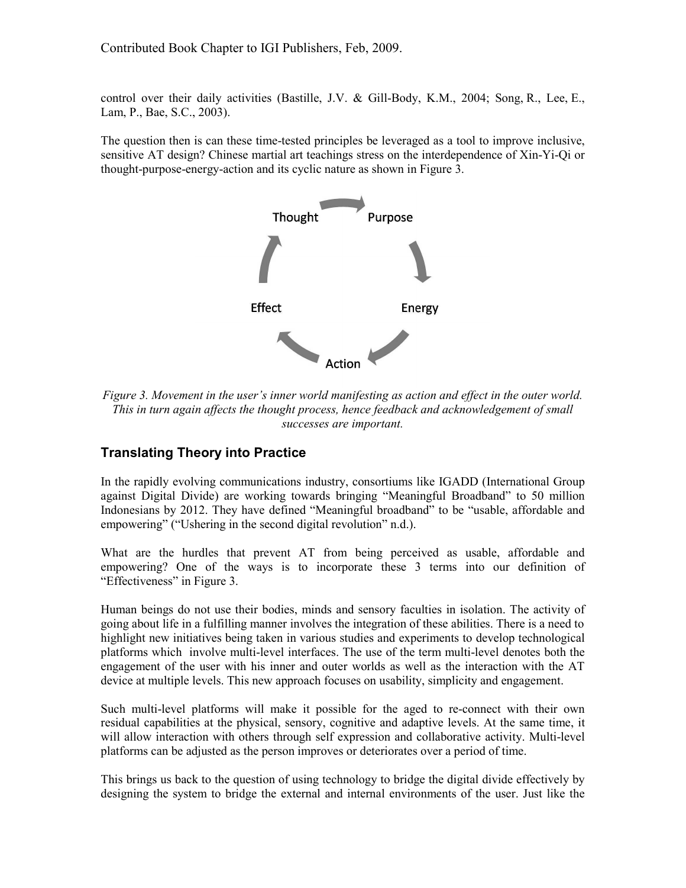control over their daily activities (Bastille, J.V. & Gill-Body, K.M., 2004; Song, R., Lee, E., Lam, P., Bae, S.C., 2003).

The question then is can these time-tested principles be leveraged as a tool to improve inclusive, sensitive AT design? Chinese martial art teachings stress on the interdependence of Xin-Yi-Qi or thought-purpose-energy-action and its cyclic nature as shown in Figure 3.

Thought → Purpose → Energy → Action → Effect → Thought

*Figure 3. Movement in the user's inner world manifesting as action and effect in the outer world. This in turn again affects the thought process, hence feedback and acknowledgement of small successes are important.*

## Translating Theory into Practice

In the rapidly evolving communications industry, consortiums like IGADD (International Group against Digital Divide) are working towards bringing "Meaningful Broadband" to 50 million Indonesians by 2012. They have defined "Meaningful broadband" to be "usable, affordable and empowering" ("Ushering in the second digital revolution" n.d.).

What are the hurdles that prevent AT from being perceived as usable, affordable and empowering? One of the ways is to incorporate these 3 terms into our definition of "Effectiveness" in Figure 3.

Human beings do not use their bodies, minds and sensory faculties in isolation. The activity of going about life in a fulfilling manner involves the integration of these abilities. There is a need to highlight new initiatives being taken in various studies and experiments to develop technological platforms which involve multi-level interfaces. The use of the term multi-level denotes both the engagement of the user with his inner and outer worlds as well as the interaction with the AT device at multiple levels. This new approach focuses on usability, simplicity and engagement.

Such multi-level platforms will make it possible for the aged to re-connect with their own residual capabilities at the physical, sensory, cognitive and adaptive levels. At the same time, it will allow interaction with others through self expression and collaborative activity. Multi-level platforms can be adjusted as the person improves or deteriorates over a period of time.

This brings us back to the question of using technology to bridge the digital divide effectively by designing the system to bridge the external and internal environments of the user. Just like the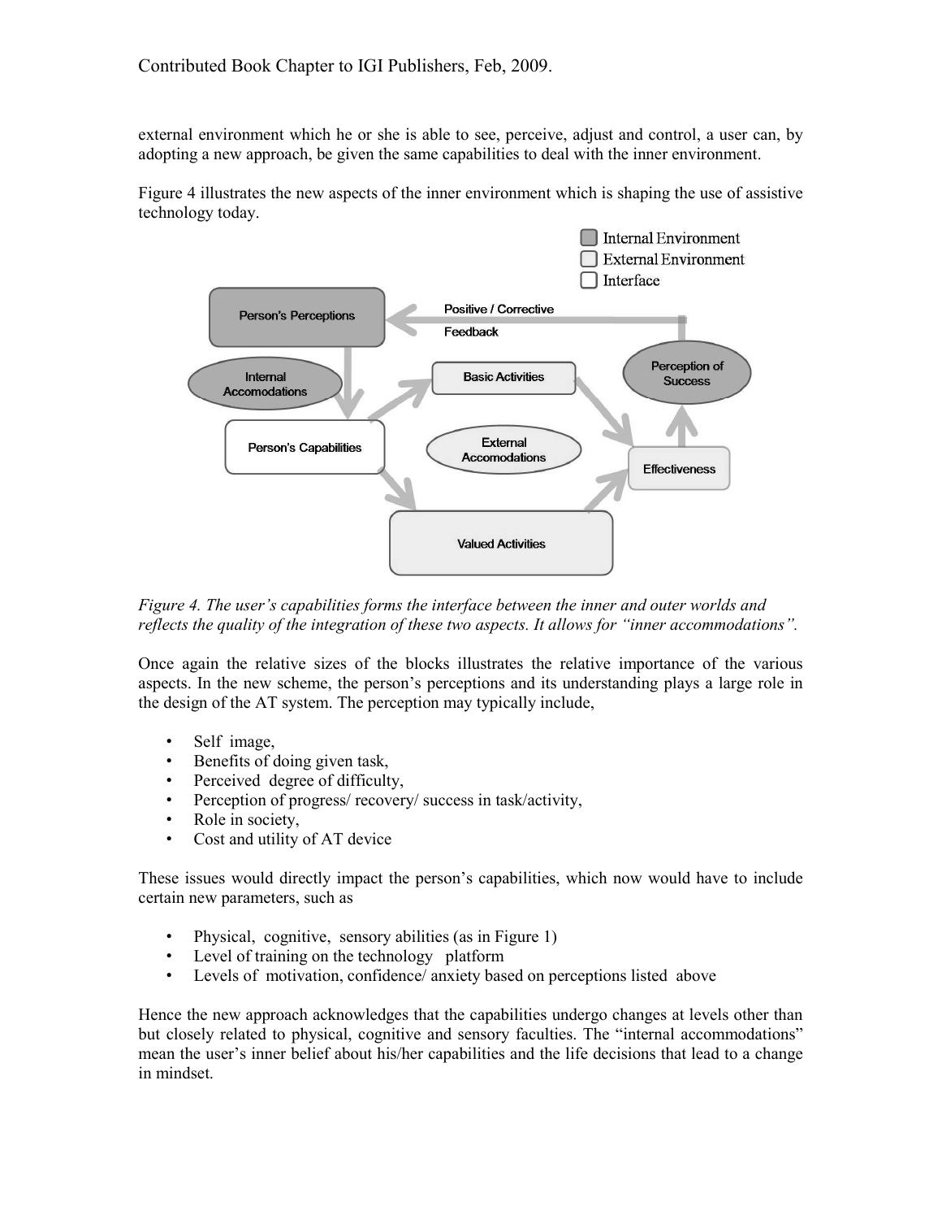external environment which he or she is able to see, perceive, adjust and control, a user can, by adopting a new approach, be given the same capabilities to deal with the inner environment.

Figure 4 illustrates the new aspects of the inner environment which is shaping the use of assistive technology today.

*Figure 4. The user's capabilities forms the interface between the inner and outer worlds and reflects the quality of the integration of these two aspects. It allows for "inner accommodations".*

Once again the relative sizes of the blocks illustrates the relative importance of the various aspects. In the new scheme, the person's perceptions and its understanding plays a large role in the design of the AT system. The perception may typically include,

- Self image,
- Benefits of doing given task,
- Perceived degree of difficulty,
- Perception of progress/ recovery/ success in task/activity,
- Role in society,
- Cost and utility of AT device

These issues would directly impact the person's capabilities, which now would have to include certain new parameters, such as

- Physical, cognitive, sensory abilities (as in Figure 1)
- Level of training on the technology platform
- Levels of motivation, confidence/ anxiety based on perceptions listed above

Hence the new approach acknowledges that the capabilities undergo changes at levels other than but closely related to physical, cognitive and sensory faculties. The "internal accommodations" mean the user's inner belief about his/her capabilities and the life decisions that lead to a change in mindset.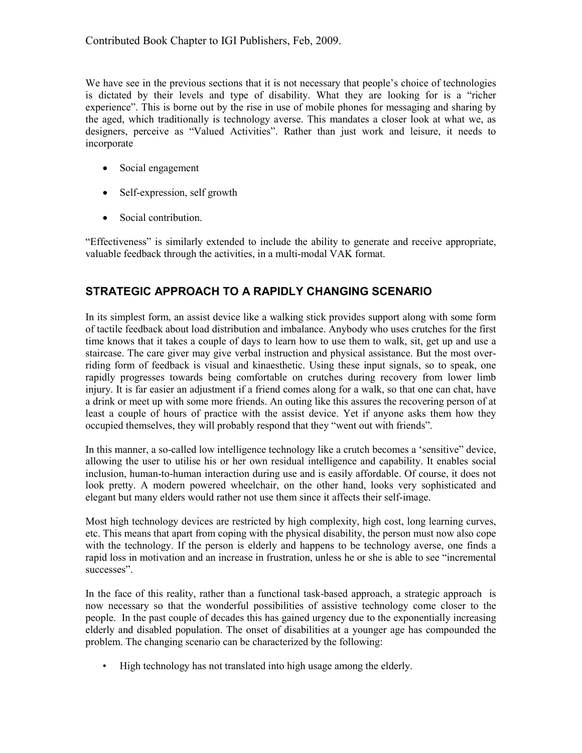We have see in the previous sections that it is not necessary that people's choice of technologies is dictated by their levels and type of disability. What they are looking for is a "richer experience". This is borne out by the rise in use of mobile phones for messaging and sharing by the aged, which traditionally is technology averse. This mandates a closer look at what we, as designers, perceive as "Valued Activities". Rather than just work and leisure, it needs to incorporate

- Social engagement
- Self-expression, self growth
- Social contribution.

"Effectiveness" is similarly extended to include the ability to generate and receive appropriate, valuable feedback through the activities, in a multi-modal VAK format.

## STRATEGIC APPROACH TO A RAPIDLY CHANGING SCENARIO

In its simplest form, an assist device like a walking stick provides support along with some form of tactile feedback about load distribution and imbalance. Anybody who uses crutches for the first time knows that it takes a couple of days to learn how to use them to walk, sit, get up and use a staircase. The care giver may give verbal instruction and physical assistance. But the most overriding form of feedback is visual and kinaesthetic. Using these input signals, so to speak, one rapidly progresses towards being comfortable on crutches during recovery from lower limb injury. It is far easier an adjustment if a friend comes along for a walk, so that one can chat, have a drink or meet up with some more friends. An outing like this assures the recovering person of at least a couple of hours of practice with the assist device. Yet if anyone asks them how they occupied themselves, they will probably respond that they "went out with friends".

In this manner, a so-called low intelligence technology like a crutch becomes a 'sensitive" device, allowing the user to utilise his or her own residual intelligence and capability. It enables social inclusion, human-to-human interaction during use and is easily affordable. Of course, it does not look pretty. A modern powered wheelchair, on the other hand, looks very sophisticated and elegant but many elders would rather not use them since it affects their self-image.

Most high technology devices are restricted by high complexity, high cost, long learning curves, etc. This means that apart from coping with the physical disability, the person must now also cope with the technology. If the person is elderly and happens to be technology averse, one finds a rapid loss in motivation and an increase in frustration, unless he or she is able to see "incremental successes".

In the face of this reality, rather than a functional task-based approach, a strategic approach is now necessary so that the wonderful possibilities of assistive technology come closer to the people. In the past couple of decades this has gained urgency due to the exponentially increasing elderly and disabled population. The onset of disabilities at a younger age has compounded the problem. The changing scenario can be characterized by the following:

- High technology has not translated into high usage among the elderly.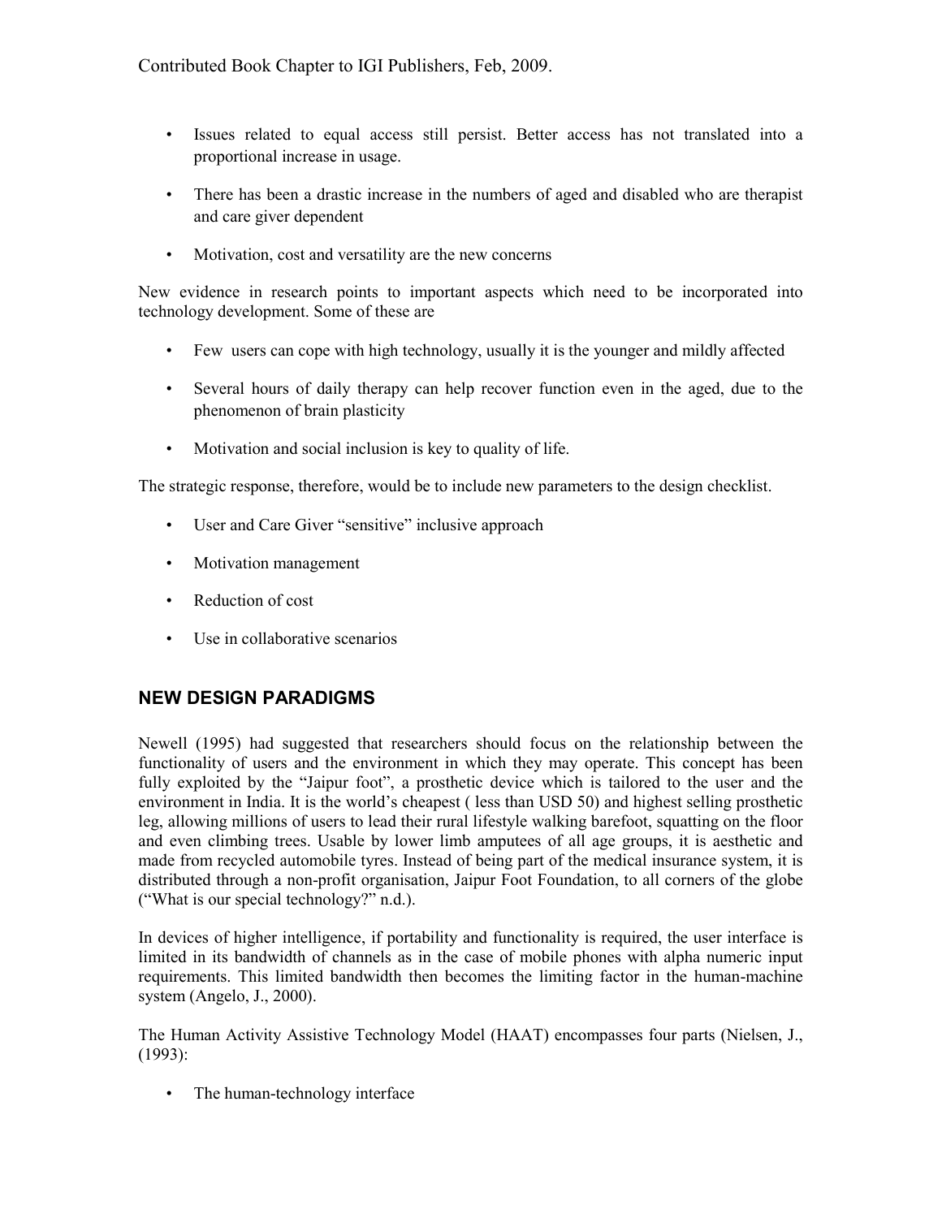- Issues related to equal access still persist. Better access has not translated into a proportional increase in usage.
- There has been a drastic increase in the numbers of aged and disabled who are therapist and care giver dependent
- Motivation, cost and versatility are the new concerns

New evidence in research points to important aspects which need to be incorporated into technology development. Some of these are

- Few users can cope with high technology, usually it is the younger and mildly affected
- Several hours of daily therapy can help recover function even in the aged, due to the phenomenon of brain plasticity
- Motivation and social inclusion is key to quality of life.

The strategic response, therefore, would be to include new parameters to the design checklist.

- User and Care Giver "sensitive" inclusive approach
- Motivation management
- Reduction of cost
- Use in collaborative scenarios

## NEW DESIGN PARADIGMS

Newell (1995) had suggested that researchers should focus on the relationship between the functionality of users and the environment in which they may operate. This concept has been fully exploited by the "Jaipur foot", a prosthetic device which is tailored to the user and the environment in India. It is the world's cheapest ( less than USD 50) and highest selling prosthetic leg, allowing millions of users to lead their rural lifestyle walking barefoot, squatting on the floor and even climbing trees. Usable by lower limb amputees of all age groups, it is aesthetic and made from recycled automobile tyres. Instead of being part of the medical insurance system, it is distributed through a non-profit organisation, Jaipur Foot Foundation, to all corners of the globe ("What is our special technology?" n.d.).

In devices of higher intelligence, if portability and functionality is required, the user interface is limited in its bandwidth of channels as in the case of mobile phones with alpha numeric input requirements. This limited bandwidth then becomes the limiting factor in the human-machine system (Angelo, J., 2000).

The Human Activity Assistive Technology Model (HAAT) encompasses four parts (Nielsen, J., (1993):

- The human-technology interface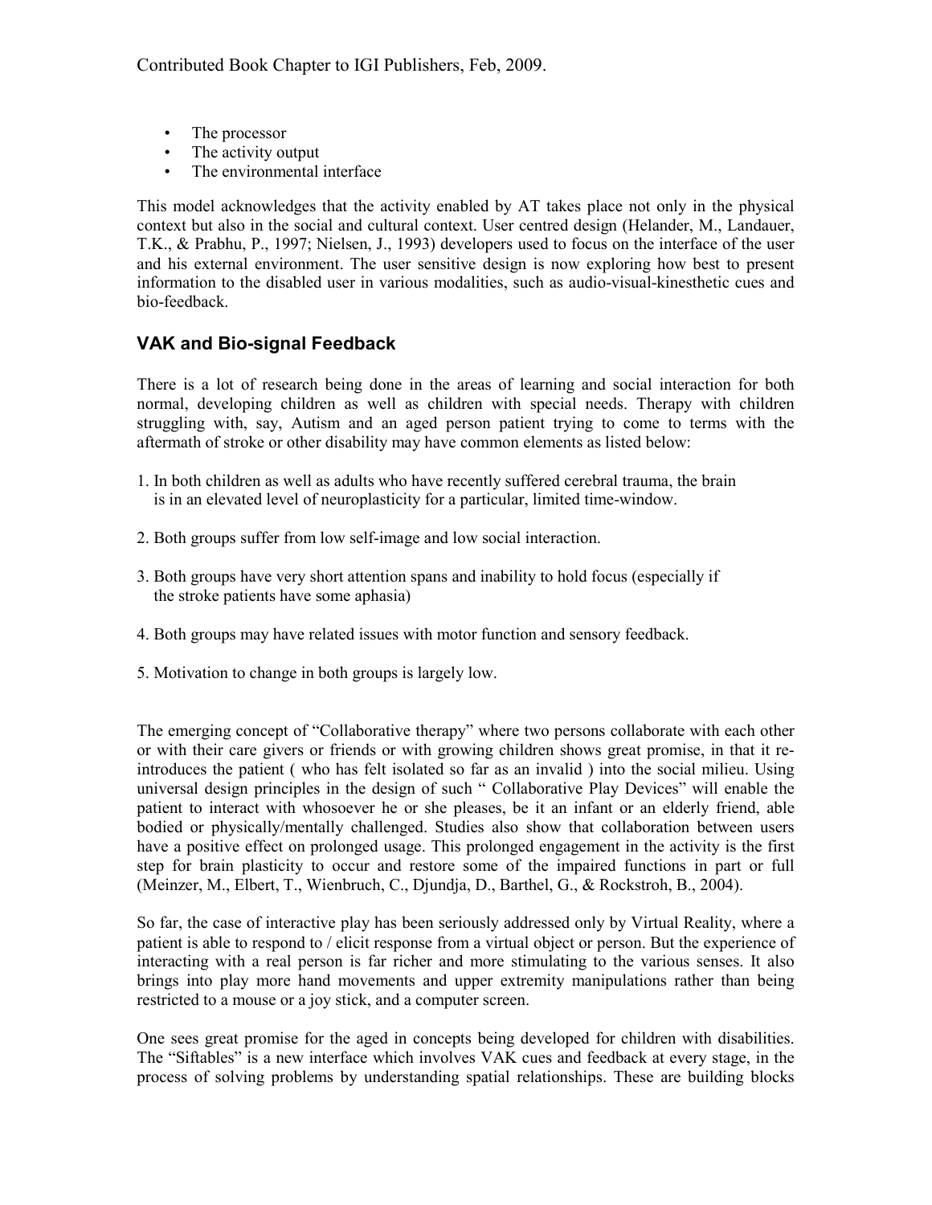- The processor
- The activity output
- The environmental interface

This model acknowledges that the activity enabled by AT takes place not only in the physical context but also in the social and cultural context. User centred design (Helander, M., Landauer, T.K., & Prabhu, P., 1997; Nielsen, J., 1993) developers used to focus on the interface of the user and his external environment. The user sensitive design is now exploring how best to present information to the disabled user in various modalities, such as audio-visual-kinesthetic cues and bio-feedback.

## VAK and Bio-signal Feedback

There is a lot of research being done in the areas of learning and social interaction for both normal, developing children as well as children with special needs. Therapy with children struggling with, say, Autism and an aged person patient trying to come to terms with the aftermath of stroke or other disability may have common elements as listed below:

1. In both children as well as adults who have recently suffered cerebral trauma, the brain is in an elevated level of neuroplasticity for a particular, limited time-window.

2. Both groups suffer from low self-image and low social interaction.

3. Both groups have very short attention spans and inability to hold focus (especially if the stroke patients have some aphasia)

4. Both groups may have related issues with motor function and sensory feedback.

5. Motivation to change in both groups is largely low.

The emerging concept of "Collaborative therapy" where two persons collaborate with each other or with their care givers or friends or with growing children shows great promise, in that it re-introduces the patient ( who has felt isolated so far as an invalid ) into the social milieu. Using universal design principles in the design of such " Collaborative Play Devices" will enable the patient to interact with whosoever he or she pleases, be it an infant or an elderly friend, able bodied or physically/mentally challenged. Studies also show that collaboration between users have a positive effect on prolonged usage. This prolonged engagement in the activity is the first step for brain plasticity to occur and restore some of the impaired functions in part or full (Meinzer, M., Elbert, T., Wienbruch, C., Djundja, D., Barthel, G., & Rockstroh, B., 2004).

So far, the case of interactive play has been seriously addressed only by Virtual Reality, where a patient is able to respond to / elicit response from a virtual object or person. But the experience of interacting with a real person is far richer and more stimulating to the various senses. It also brings into play more hand movements and upper extremity manipulations rather than being restricted to a mouse or a joy stick, and a computer screen.

One sees great promise for the aged in concepts being developed for children with disabilities. The "Siftables" is a new interface which involves VAK cues and feedback at every stage, in the process of solving problems by understanding spatial relationships. These are building blocks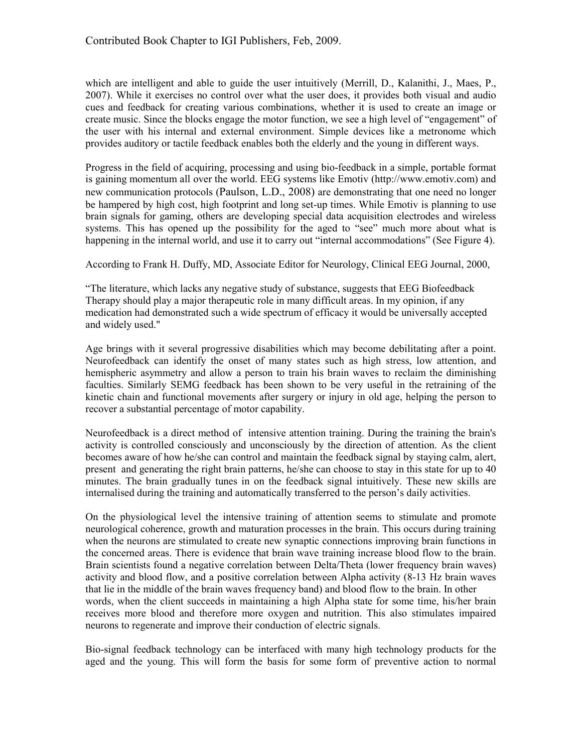which are intelligent and able to guide the user intuitively (Merrill, D., Kalanithi, J., Maes, P., 2007). While it exercises no control over what the user does, it provides both visual and audio cues and feedback for creating various combinations, whether it is used to create an image or create music. Since the blocks engage the motor function, we see a high level of "engagement" of the user with his internal and external environment. Simple devices like a metronome which provides auditory or tactile feedback enables both the elderly and the young in different ways.

Progress in the field of acquiring, processing and using bio-feedback in a simple, portable format is gaining momentum all over the world. EEG systems like Emotiv (http://www.emotiv.com) and new communication protocols (Paulson, L.D., 2008) are demonstrating that one need no longer be hampered by high cost, high footprint and long set-up times. While Emotiv is planning to use brain signals for gaming, others are developing special data acquisition electrodes and wireless systems. This has opened up the possibility for the aged to "see" much more about what is happening in the internal world, and use it to carry out "internal accommodations" (See Figure 4).

According to Frank H. Duffy, MD, Associate Editor for Neurology, Clinical EEG Journal, 2000,

"The literature, which lacks any negative study of substance, suggests that EEG Biofeedback Therapy should play a major therapeutic role in many difficult areas. In my opinion, if any medication had demonstrated such a wide spectrum of efficacy it would be universally accepted and widely used."

Age brings with it several progressive disabilities which may become debilitating after a point. Neurofeedback can identify the onset of many states such as high stress, low attention, and hemispheric asymmetry and allow a person to train his brain waves to reclaim the diminishing faculties. Similarly SEMG feedback has been shown to be very useful in the retraining of the kinetic chain and functional movements after surgery or injury in old age, helping the person to recover a substantial percentage of motor capability.

Neurofeedback is a direct method of intensive attention training. During the training the brain's activity is controlled consciously and unconsciously by the direction of attention. As the client becomes aware of how he/she can control and maintain the feedback signal by staying calm, alert, present and generating the right brain patterns, he/she can choose to stay in this state for up to 40 minutes. The brain gradually tunes in on the feedback signal intuitively. These new skills are internalised during the training and automatically transferred to the person's daily activities.

On the physiological level the intensive training of attention seems to stimulate and promote neurological coherence, growth and maturation processes in the brain. This occurs during training when the neurons are stimulated to create new synaptic connections improving brain functions in the concerned areas. There is evidence that brain wave training increase blood flow to the brain. Brain scientists found a negative correlation between Delta/Theta (lower frequency brain waves) activity and blood flow, and a positive correlation between Alpha activity (8-13 Hz brain waves that lie in the middle of the brain waves frequency band) and blood flow to the brain. In other words, when the client succeeds in maintaining a high Alpha state for some time, his/her brain receives more blood and therefore more oxygen and nutrition. This also stimulates impaired neurons to regenerate and improve their conduction of electric signals.

Bio-signal feedback technology can be interfaced with many high technology products for the aged and the young. This will form the basis for some form of preventive action to normal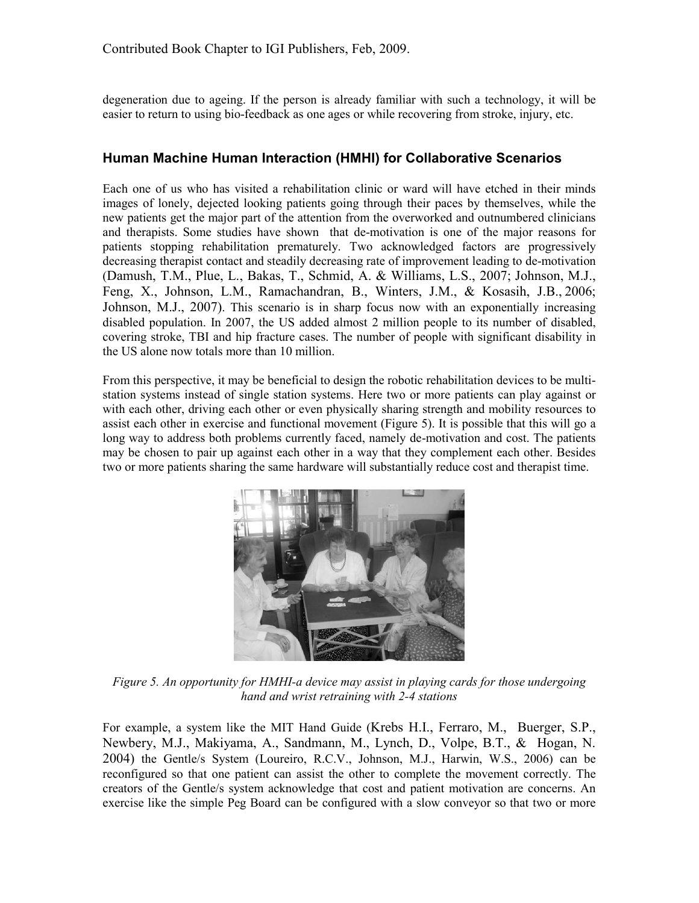degeneration due to ageing. If the person is already familiar with such a technology, it will be easier to return to using bio-feedback as one ages or while recovering from stroke, injury, etc.

## Human Machine Human Interaction (HMHI) for Collaborative Scenarios

Each one of us who has visited a rehabilitation clinic or ward will have etched in their minds images of lonely, dejected looking patients going through their paces by themselves, while the new patients get the major part of the attention from the overworked and outnumbered clinicians and therapists. Some studies have shown that de-motivation is one of the major reasons for patients stopping rehabilitation prematurely. Two acknowledged factors are progressively decreasing therapist contact and steadily decreasing rate of improvement leading to de-motivation (Damush, T.M., Plue, L., Bakas, T., Schmid, A. & Williams, L.S., 2007; Johnson, M.J., Feng, X., Johnson, L.M., Ramachandran, B., Winters, J.M., & Kosasih, J.B., 2006; Johnson, M.J., 2007). This scenario is in sharp focus now with an exponentially increasing disabled population. In 2007, the US added almost 2 million people to its number of disabled, covering stroke, TBI and hip fracture cases. The number of people with significant disability in the US alone now totals more than 10 million.

From this perspective, it may be beneficial to design the robotic rehabilitation devices to be multi-station systems instead of single station systems. Here two or more patients can play against or with each other, driving each other or even physically sharing strength and mobility resources to assist each other in exercise and functional movement (Figure 5). It is possible that this will go a long way to address both problems currently faced, namely de-motivation and cost. The patients may be chosen to pair up against each other in a way that they complement each other. Besides two or more patients sharing the same hardware will substantially reduce cost and therapist time.

*Figure 5. An opportunity for HMHI-a device may assist in playing cards for those undergoing hand and wrist retraining with 2-4 stations*

For example, a system like the MIT Hand Guide (Krebs H.I., Ferraro, M., Buerger, S.P., Newbery, M.J., Makiyama, A., Sandmann, M., Lynch, D., Volpe, B.T., & Hogan, N. 2004) the Gentle/s System (Loureiro, R.C.V., Johnson, M.J., Harwin, W.S., 2006) can be reconfigured so that one patient can assist the other to complete the movement correctly. The creators of the Gentle/s system acknowledge that cost and patient motivation are concerns. An exercise like the simple Peg Board can be configured with a slow conveyor so that two or more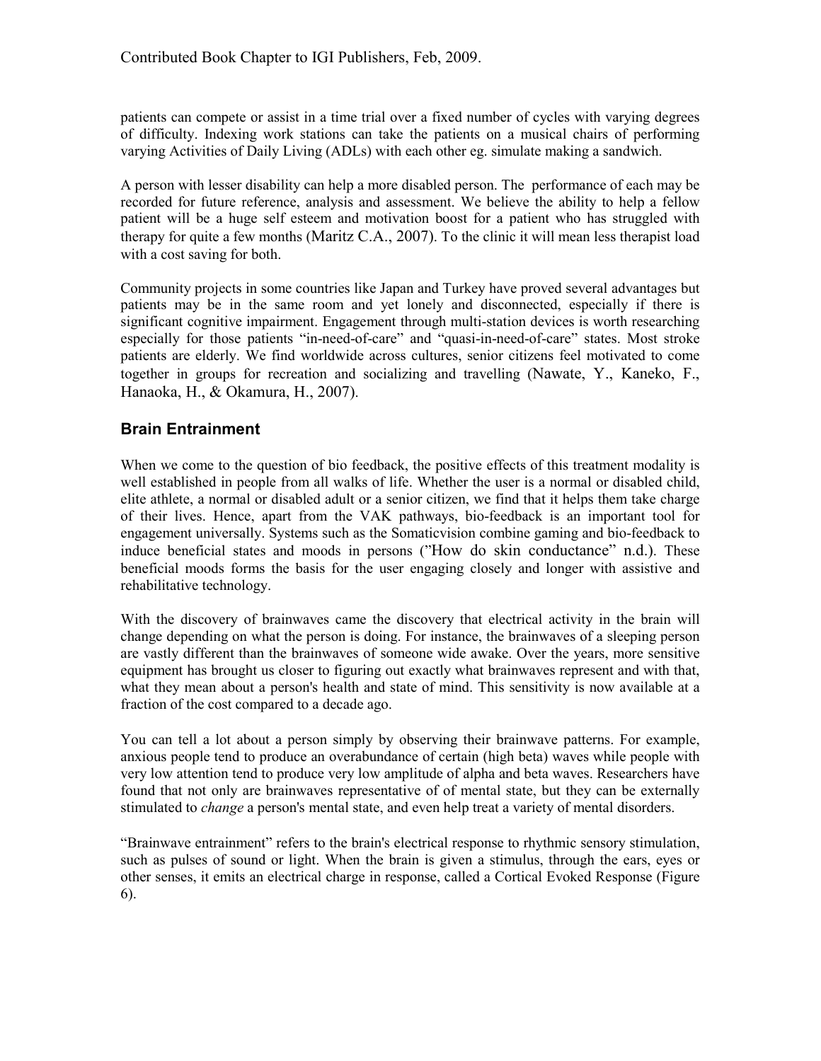patients can compete or assist in a time trial over a fixed number of cycles with varying degrees of difficulty. Indexing work stations can take the patients on a musical chairs of performing varying Activities of Daily Living (ADLs) with each other eg. simulate making a sandwich.

A person with lesser disability can help a more disabled person. The performance of each may be recorded for future reference, analysis and assessment. We believe the ability to help a fellow patient will be a huge self esteem and motivation boost for a patient who has struggled with therapy for quite a few months (Maritz C.A., 2007). To the clinic it will mean less therapist load with a cost saving for both.

Community projects in some countries like Japan and Turkey have proved several advantages but patients may be in the same room and yet lonely and disconnected, especially if there is significant cognitive impairment. Engagement through multi-station devices is worth researching especially for those patients "in-need-of-care" and "quasi-in-need-of-care" states. Most stroke patients are elderly. We find worldwide across cultures, senior citizens feel motivated to come together in groups for recreation and socializing and travelling (Nawate, Y., Kaneko, F., Hanaoka, H., & Okamura, H., 2007).

## Brain Entrainment

When we come to the question of bio feedback, the positive effects of this treatment modality is well established in people from all walks of life. Whether the user is a normal or disabled child, elite athlete, a normal or disabled adult or a senior citizen, we find that it helps them take charge of their lives. Hence, apart from the VAK pathways, bio-feedback is an important tool for engagement universally. Systems such as the Somaticvision combine gaming and bio-feedback to induce beneficial states and moods in persons ("How do skin conductance" n.d.). These beneficial moods forms the basis for the user engaging closely and longer with assistive and rehabilitative technology.

With the discovery of brainwaves came the discovery that electrical activity in the brain will change depending on what the person is doing. For instance, the brainwaves of a sleeping person are vastly different than the brainwaves of someone wide awake. Over the years, more sensitive equipment has brought us closer to figuring out exactly what brainwaves represent and with that, what they mean about a person's health and state of mind. This sensitivity is now available at a fraction of the cost compared to a decade ago.

You can tell a lot about a person simply by observing their brainwave patterns. For example, anxious people tend to produce an overabundance of certain (high beta) waves while people with very low attention tend to produce very low amplitude of alpha and beta waves. Researchers have found that not only are brainwaves representative of of mental state, but they can be externally stimulated to *change* a person's mental state, and even help treat a variety of mental disorders.

"Brainwave entrainment" refers to the brain's electrical response to rhythmic sensory stimulation, such as pulses of sound or light. When the brain is given a stimulus, through the ears, eyes or other senses, it emits an electrical charge in response, called a Cortical Evoked Response (Figure 6).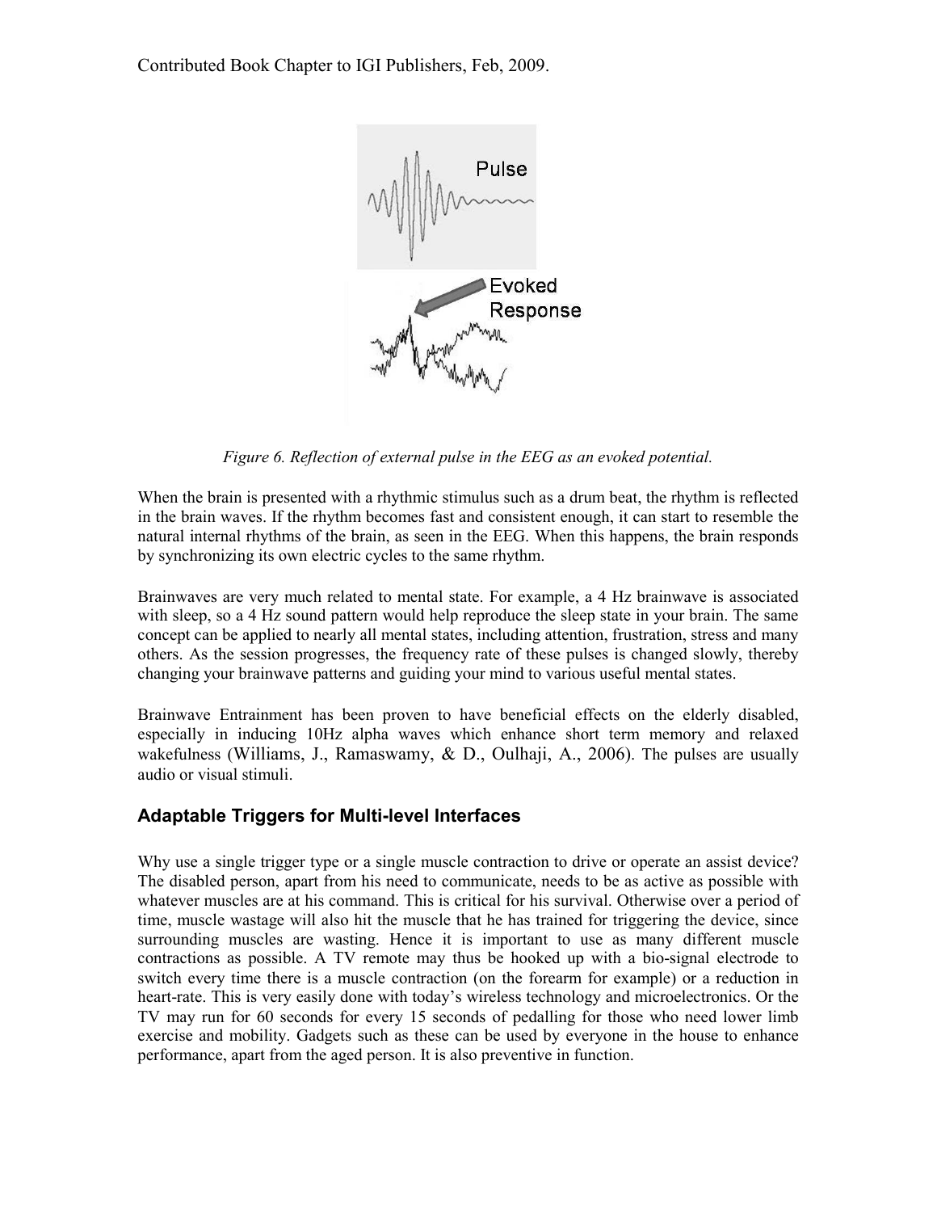*Figure 6. Reflection of external pulse in the EEG as an evoked potential.*

When the brain is presented with a rhythmic stimulus such as a drum beat, the rhythm is reflected in the brain waves. If the rhythm becomes fast and consistent enough, it can start to resemble the natural internal rhythms of the brain, as seen in the EEG. When this happens, the brain responds by synchronizing its own electric cycles to the same rhythm.

Brainwaves are very much related to mental state. For example, a 4 Hz brainwave is associated with sleep, so a 4 Hz sound pattern would help reproduce the sleep state in your brain. The same concept can be applied to nearly all mental states, including attention, frustration, stress and many others. As the session progresses, the frequency rate of these pulses is changed slowly, thereby changing your brainwave patterns and guiding your mind to various useful mental states.

Brainwave Entrainment has been proven to have beneficial effects on the elderly disabled, especially in inducing 10Hz alpha waves which enhance short term memory and relaxed wakefulness (Williams, J., Ramaswamy, & D., Oulhaji, A., 2006). The pulses are usually audio or visual stimuli.

## Adaptable Triggers for Multi-level Interfaces

Why use a single trigger type or a single muscle contraction to drive or operate an assist device? The disabled person, apart from his need to communicate, needs to be as active as possible with whatever muscles are at his command. This is critical for his survival. Otherwise over a period of time, muscle wastage will also hit the muscle that he has trained for triggering the device, since surrounding muscles are wasting. Hence it is important to use as many different muscle contractions as possible. A TV remote may thus be hooked up with a bio-signal electrode to switch every time there is a muscle contraction (on the forearm for example) or a reduction in heart-rate. This is very easily done with today's wireless technology and microelectronics. Or the TV may run for 60 seconds for every 15 seconds of pedalling for those who need lower limb exercise and mobility. Gadgets such as these can be used by everyone in the house to enhance performance, apart from the aged person. It is also preventive in function.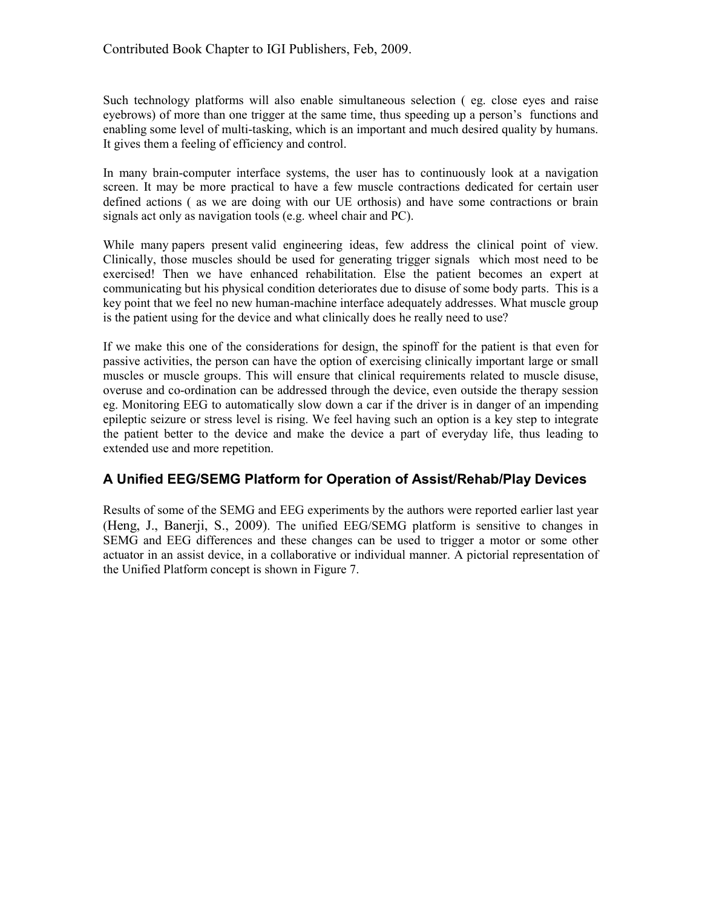Such technology platforms will also enable simultaneous selection ( eg. close eyes and raise eyebrows) of more than one trigger at the same time, thus speeding up a person's functions and enabling some level of multi-tasking, which is an important and much desired quality by humans. It gives them a feeling of efficiency and control.

In many brain-computer interface systems, the user has to continuously look at a navigation screen. It may be more practical to have a few muscle contractions dedicated for certain user defined actions ( as we are doing with our UE orthosis) and have some contractions or brain signals act only as navigation tools (e.g. wheel chair and PC).

While many papers present valid engineering ideas, few address the clinical point of view. Clinically, those muscles should be used for generating trigger signals which most need to be exercised! Then we have enhanced rehabilitation. Else the patient becomes an expert at communicating but his physical condition deteriorates due to disuse of some body parts. This is a key point that we feel no new human-machine interface adequately addresses. What muscle group is the patient using for the device and what clinically does he really need to use?

If we make this one of the considerations for design, the spinoff for the patient is that even for passive activities, the person can have the option of exercising clinically important large or small muscles or muscle groups. This will ensure that clinical requirements related to muscle disuse, overuse and co-ordination can be addressed through the device, even outside the therapy session eg. Monitoring EEG to automatically slow down a car if the driver is in danger of an impending epileptic seizure or stress level is rising. We feel having such an option is a key step to integrate the patient better to the device and make the device a part of everyday life, thus leading to extended use and more repetition.

## A Unified EEG/SEMG Platform for Operation of Assist/Rehab/Play Devices

Results of some of the SEMG and EEG experiments by the authors were reported earlier last year (Heng, J., Banerji, S., 2009). The unified EEG/SEMG platform is sensitive to changes in SEMG and EEG differences and these changes can be used to trigger a motor or some other actuator in an assist device, in a collaborative or individual manner. A pictorial representation of the Unified Platform concept is shown in Figure 7.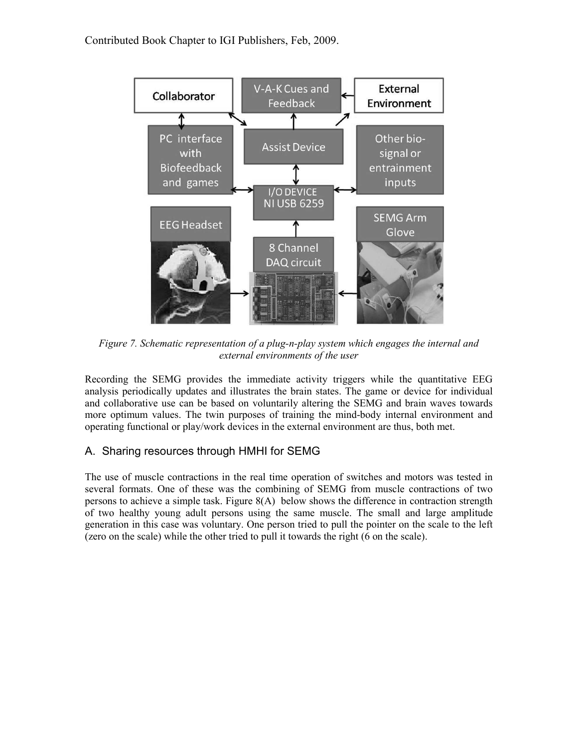*Figure 7. Schematic representation of a plug-n-play system which engages the internal and external environments of the user*

Recording the SEMG provides the immediate activity triggers while the quantitative EEG analysis periodically updates and illustrates the brain states. The game or device for individual and collaborative use can be based on voluntarily altering the SEMG and brain waves towards more optimum values. The twin purposes of training the mind-body internal environment and operating functional or play/work devices in the external environment are thus, both met.

## A. Sharing resources through HMHI for SEMG

The use of muscle contractions in the real time operation of switches and motors was tested in several formats. One of these was the combining of SEMG from muscle contractions of two persons to achieve a simple task. Figure 8(A) below shows the difference in contraction strength of two healthy young adult persons using the same muscle. The small and large amplitude generation in this case was voluntary. One person tried to pull the pointer on the scale to the left (zero on the scale) while the other tried to pull it towards the right (6 on the scale).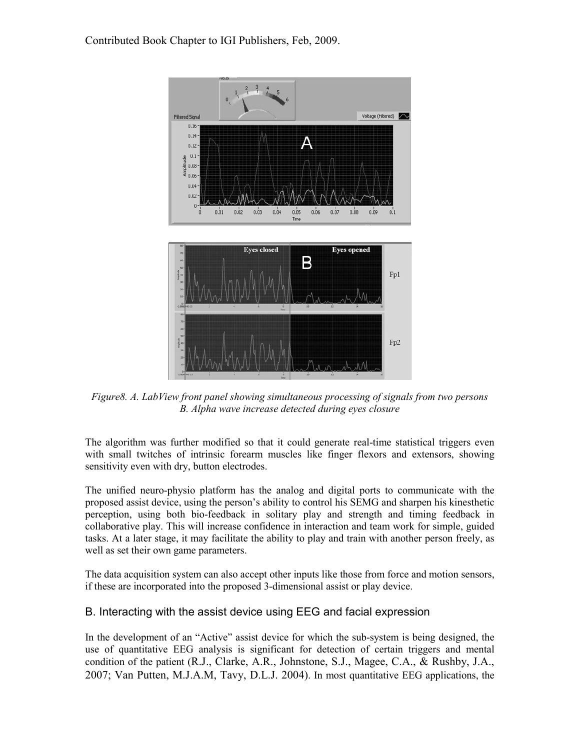*Figure8. A. LabView front panel showing simultaneous processing of signals from two persons B. Alpha wave increase detected during eyes closure*

The algorithm was further modified so that it could generate real-time statistical triggers even with small twitches of intrinsic forearm muscles like finger flexors and extensors, showing sensitivity even with dry, button electrodes.

The unified neuro-physio platform has the analog and digital ports to communicate with the proposed assist device, using the person's ability to control his SEMG and sharpen his kinesthetic perception, using both bio-feedback in solitary play and strength and timing feedback in collaborative play. This will increase confidence in interaction and team work for simple, guided tasks. At a later stage, it may facilitate the ability to play and train with another person freely, as well as set their own game parameters.

The data acquisition system can also accept other inputs like those from force and motion sensors, if these are incorporated into the proposed 3-dimensional assist or play device.

## B. Interacting with the assist device using EEG and facial expression

In the development of an "Active" assist device for which the sub-system is being designed, the use of quantitative EEG analysis is significant for detection of certain triggers and mental condition of the patient (R.J., Clarke, A.R., Johnstone, S.J., Magee, C.A., & Rushby, J.A., 2007; Van Putten, M.J.A.M, Tavy, D.L.J. 2004). In most quantitative EEG applications, the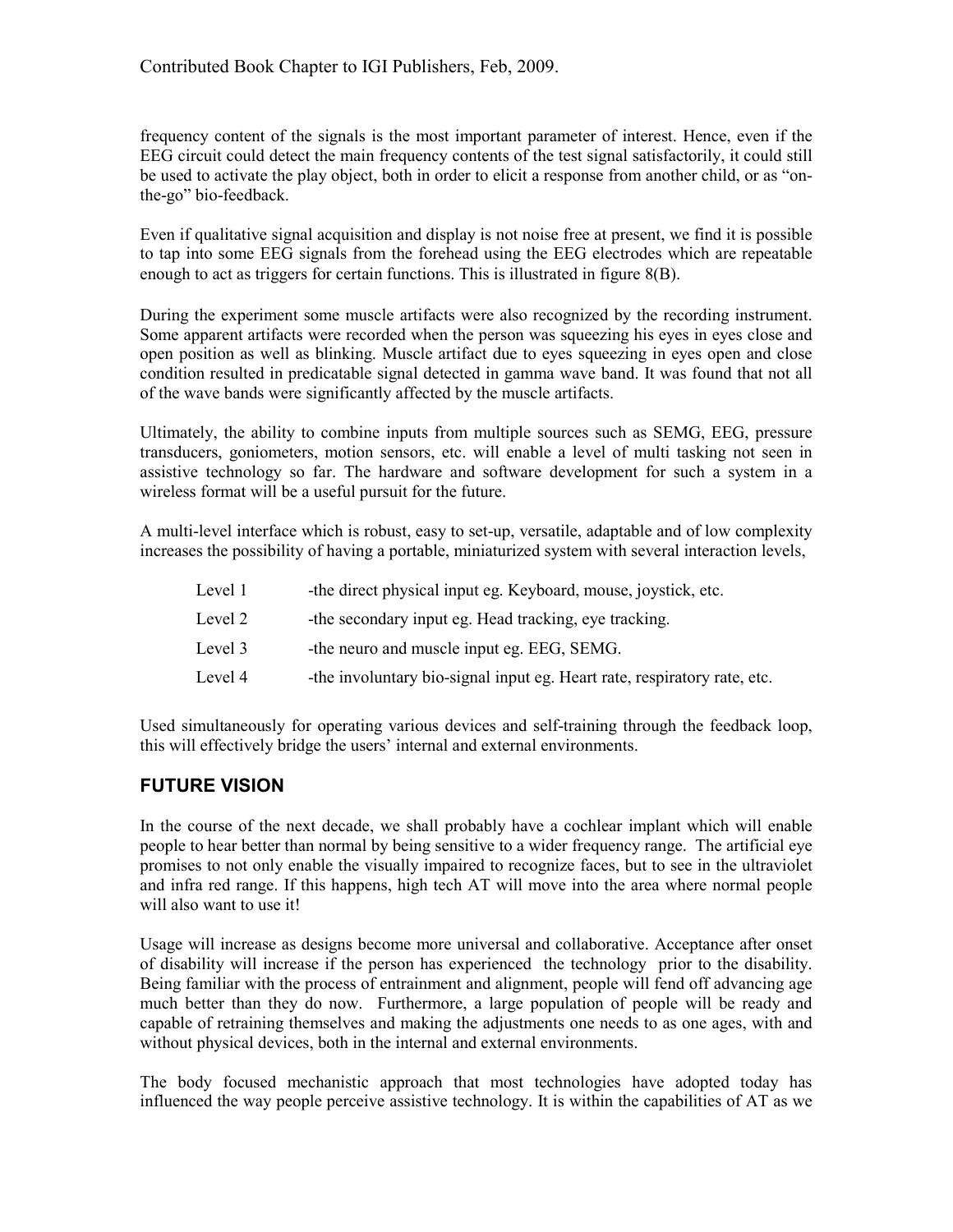frequency content of the signals is the most important parameter of interest. Hence, even if the EEG circuit could detect the main frequency contents of the test signal satisfactorily, it could still be used to activate the play object, both in order to elicit a response from another child, or as "on-the-go" bio-feedback.

Even if qualitative signal acquisition and display is not noise free at present, we find it is possible to tap into some EEG signals from the forehead using the EEG electrodes which are repeatable enough to act as triggers for certain functions. This is illustrated in figure 8(B).

During the experiment some muscle artifacts were also recognized by the recording instrument. Some apparent artifacts were recorded when the person was squeezing his eyes in eyes close and open position as well as blinking. Muscle artifact due to eyes squeezing in eyes open and close condition resulted in predicatable signal detected in gamma wave band. It was found that not all of the wave bands were significantly affected by the muscle artifacts.

Ultimately, the ability to combine inputs from multiple sources such as SEMG, EEG, pressure transducers, goniometers, motion sensors, etc. will enable a level of multi tasking not seen in assistive technology so far. The hardware and software development for such a system in a wireless format will be a useful pursuit for the future.

A multi-level interface which is robust, easy to set-up, versatile, adaptable and of low complexity increases the possibility of having a portable, miniaturized system with several interaction levels,

- Level 1 -the direct physical input eg. Keyboard, mouse, joystick, etc.
- Level 2 -the secondary input eg. Head tracking, eye tracking.
- Level 3 -the neuro and muscle input eg. EEG, SEMG.
- Level 4 -the involuntary bio-signal input eg. Heart rate, respiratory rate, etc.

Used simultaneously for operating various devices and self-training through the feedback loop, this will effectively bridge the users' internal and external environments.

## FUTURE VISION

In the course of the next decade, we shall probably have a cochlear implant which will enable people to hear better than normal by being sensitive to a wider frequency range. The artificial eye promises to not only enable the visually impaired to recognize faces, but to see in the ultraviolet and infra red range. If this happens, high tech AT will move into the area where normal people will also want to use it!

Usage will increase as designs become more universal and collaborative. Acceptance after onset of disability will increase if the person has experienced the technology prior to the disability. Being familiar with the process of entrainment and alignment, people will fend off advancing age much better than they do now. Furthermore, a large population of people will be ready and capable of retraining themselves and making the adjustments one needs to as one ages, with and without physical devices, both in the internal and external environments.

The body focused mechanistic approach that most technologies have adopted today has influenced the way people perceive assistive technology. It is within the capabilities of AT as we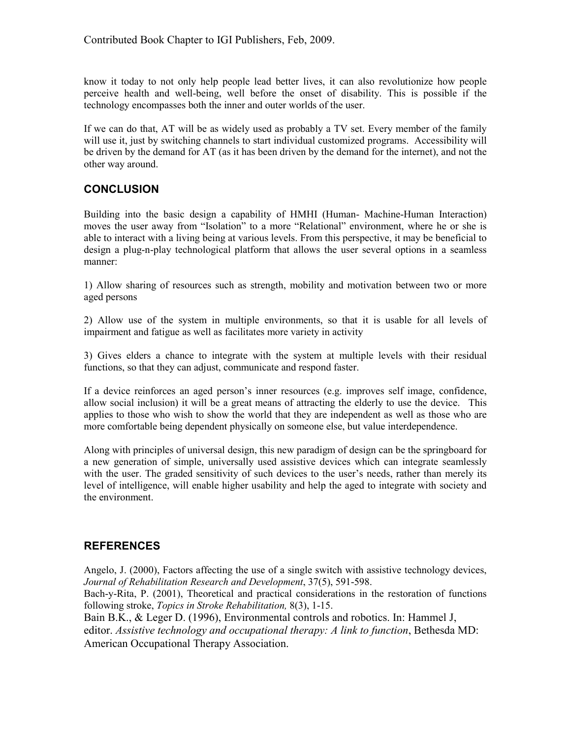know it today to not only help people lead better lives, it can also revolutionize how people perceive health and well-being, well before the onset of disability. This is possible if the technology encompasses both the inner and outer worlds of the user.

If we can do that, AT will be as widely used as probably a TV set. Every member of the family will use it, just by switching channels to start individual customized programs. Accessibility will be driven by the demand for AT (as it has been driven by the demand for the internet), and not the other way around.

## CONCLUSION

Building into the basic design a capability of HMHI (Human- Machine-Human Interaction) moves the user away from "Isolation" to a more "Relational" environment, where he or she is able to interact with a living being at various levels. From this perspective, it may be beneficial to design a plug-n-play technological platform that allows the user several options in a seamless manner:

1) Allow sharing of resources such as strength, mobility and motivation between two or more aged persons

2) Allow use of the system in multiple environments, so that it is usable for all levels of impairment and fatigue as well as facilitates more variety in activity

3) Gives elders a chance to integrate with the system at multiple levels with their residual functions, so that they can adjust, communicate and respond faster.

If a device reinforces an aged person's inner resources (e.g. improves self image, confidence, allow social inclusion) it will be a great means of attracting the elderly to use the device. This applies to those who wish to show the world that they are independent as well as those who are more comfortable being dependent physically on someone else, but value interdependence.

Along with principles of universal design, this new paradigm of design can be the springboard for a new generation of simple, universally used assistive devices which can integrate seamlessly with the user. The graded sensitivity of such devices to the user's needs, rather than merely its level of intelligence, will enable higher usability and help the aged to integrate with society and the environment.

## REFERENCES

Angelo, J. (2000), Factors affecting the use of a single switch with assistive technology devices, *Journal of Rehabilitation Research and Development*, 37(5), 591-598.

Bach-y-Rita, P. (2001), Theoretical and practical considerations in the restoration of functions following stroke, *Topics in Stroke Rehabilitation,* 8(3), 1-15.

Bain B.K., & Leger D. (1996), Environmental controls and robotics. In: Hammel J, editor. *Assistive technology and occupational therapy: A link to function*, Bethesda MD: American Occupational Therapy Association.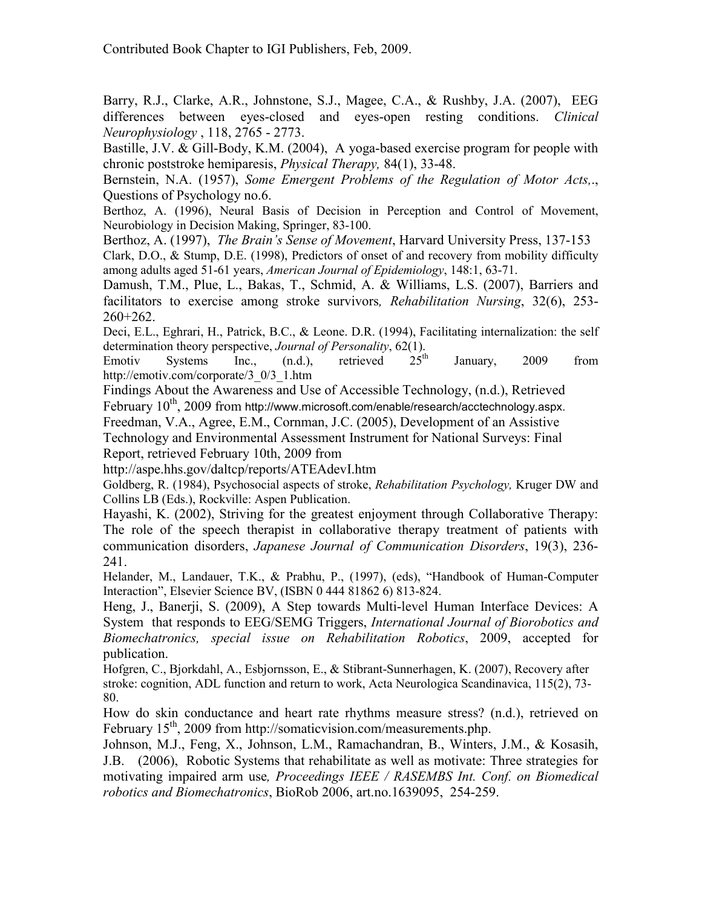Barry, R.J., Clarke, A.R., Johnstone, S.J., Magee, C.A., & Rushby, J.A. (2007), EEG differences between eyes-closed and eyes-open resting conditions. *Clinical Neurophysiology* , 118, 2765 - 2773.

Bastille, J.V. & Gill-Body, K.M. (2004), A yoga-based exercise program for people with chronic poststroke hemiparesis, *Physical Therapy,* 84(1), 33-48.

Bernstein, N.A. (1957), *Some Emergent Problems of the Regulation of Motor Acts,*., Questions of Psychology no.6.

Berthoz, A. (1996), Neural Basis of Decision in Perception and Control of Movement, Neurobiology in Decision Making, Springer, 83-100.

Berthoz, A. (1997), *The Brain's Sense of Movement*, Harvard University Press, 137-153

Clark, D.O., & Stump, D.E. (1998), Predictors of onset of and recovery from mobility difficulty among adults aged 51-61 years, *American Journal of Epidemiology*, 148:1, 63-71.

Damush, T.M., Plue, L., Bakas, T., Schmid, A. & Williams, L.S. (2007), Barriers and facilitators to exercise among stroke survivors*, Rehabilitation Nursing*, 32(6), 253-260+262.

Deci, E.L., Eghrari, H., Patrick, B.C., & Leone. D.R. (1994), Facilitating internalization: the self determination theory perspective, *Journal of Personality*, 62(1).

Emotiv Systems Inc., (n.d.), retrieved 25th January, 2009 from http://emotiv.com/corporate/3_0/3_1.htm

Findings About the Awareness and Use of Accessible Technology, (n.d.), Retrieved February 10th, 2009 from http://www.microsoft.com/enable/research/acctechnology.aspx.

Freedman, V.A., Agree, E.M., Cornman, J.C. (2005), Development of an Assistive Technology and Environmental Assessment Instrument for National Surveys: Final Report, retrieved February 10th, 2009 from http://aspe.hhs.gov/daltcp/reports/ATEAdevI.htm

Goldberg, R. (1984), Psychosocial aspects of stroke, *Rehabilitation Psychology,* Kruger DW and Collins LB (Eds.), Rockville: Aspen Publication.

Hayashi, K. (2002), Striving for the greatest enjoyment through Collaborative Therapy: The role of the speech therapist in collaborative therapy treatment of patients with communication disorders, *Japanese Journal of Communication Disorders*, 19(3), 236-241.

Helander, M., Landauer, T.K., & Prabhu, P., (1997), (eds), "Handbook of Human-Computer Interaction", Elsevier Science BV, (ISBN 0 444 81862 6) 813-824.

Heng, J., Banerji, S. (2009), A Step towards Multi-level Human Interface Devices: A System that responds to EEG/SEMG Triggers, *International Journal of Biorobotics and Biomechatronics, special issue on Rehabilitation Robotics*, 2009, accepted for publication.

Hofgren, C., Bjorkdahl, A., Esbjornsson, E., & Stibrant-Sunnerhagen, K. (2007), Recovery after stroke: cognition, ADL function and return to work, Acta Neurologica Scandinavica, 115(2), 73-80.

How do skin conductance and heart rate rhythms measure stress? (n.d.), retrieved on February 15th, 2009 from http://somaticvision.com/measurements.php.

Johnson, M.J., Feng, X., Johnson, L.M., Ramachandran, B., Winters, J.M., & Kosasih, J.B. (2006), Robotic Systems that rehabilitate as well as motivate: Three strategies for motivating impaired arm use*, Proceedings IEEE / RASEMBS Int. Conf. on Biomedical robotics and Biomechatronics*, BioRob 2006, art.no.1639095, 254-259.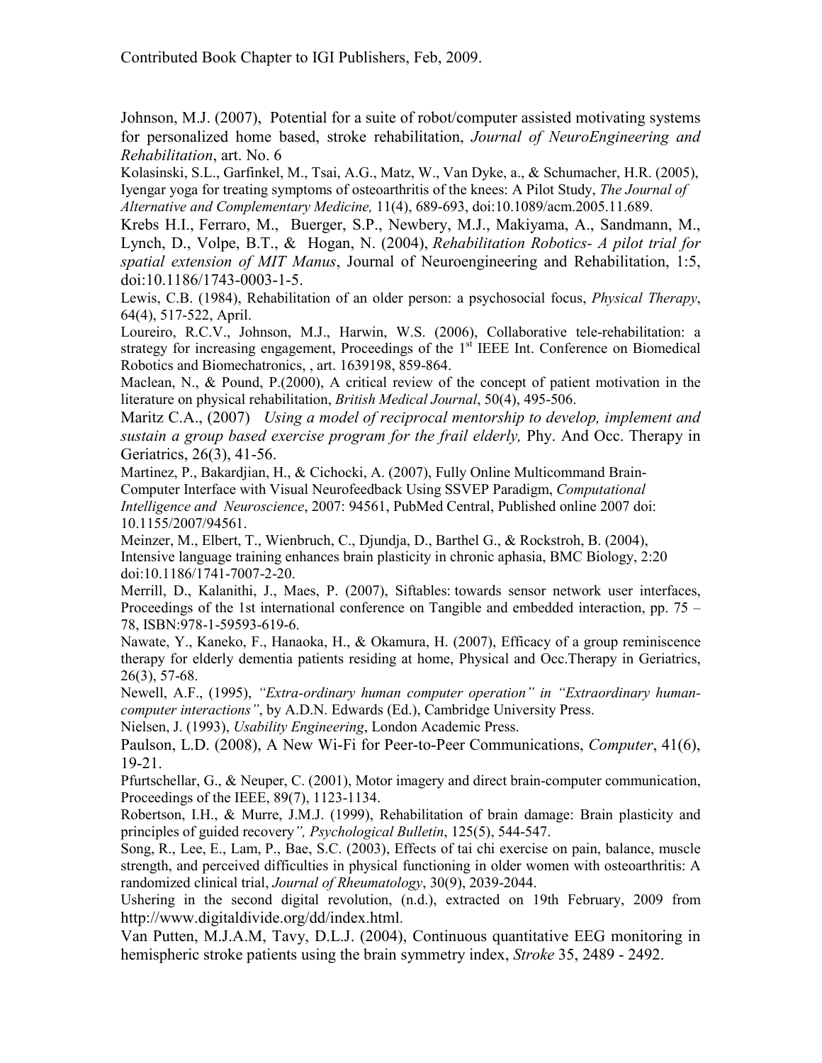Johnson, M.J. (2007), Potential for a suite of robot/computer assisted motivating systems for personalized home based, stroke rehabilitation, *Journal of NeuroEngineering and Rehabilitation*, art. No. 6

Kolasinski, S.L., Garfinkel, M., Tsai, A.G., Matz, W., Van Dyke, a., & Schumacher, H.R. (2005), Iyengar yoga for treating symptoms of osteoarthritis of the knees: A Pilot Study, *The Journal of Alternative and Complementary Medicine,* 11(4), 689-693, doi:10.1089/acm.2005.11.689.

Krebs H.I., Ferraro, M., Buerger, S.P., Newbery, M.J., Makiyama, A., Sandmann, M., Lynch, D., Volpe, B.T., & Hogan, N. (2004), *Rehabilitation Robotics- A pilot trial for spatial extension of MIT Manus*, Journal of Neuroengineering and Rehabilitation, 1:5, doi:10.1186/1743-0003-1-5.

Lewis, C.B. (1984), Rehabilitation of an older person: a psychosocial focus, *Physical Therapy*, 64(4), 517-522, April.

Loureiro, R.C.V., Johnson, M.J., Harwin, W.S. (2006), Collaborative tele-rehabilitation: a strategy for increasing engagement, Proceedings of the 1st IEEE Int. Conference on Biomedical Robotics and Biomechatronics, , art. 1639198, 859-864.

Maclean, N., & Pound, P.(2000), A critical review of the concept of patient motivation in the literature on physical rehabilitation, *British Medical Journal*, 50(4), 495-506.

Maritz C.A., (2007) *Using a model of reciprocal mentorship to develop, implement and sustain a group based exercise program for the frail elderly,* Phy. And Occ. Therapy in Geriatrics, 26(3), 41-56.

Martinez, P., Bakardjian, H., & Cichocki, A. (2007), Fully Online Multicommand Brain-Computer Interface with Visual Neurofeedback Using SSVEP Paradigm, *Computational Intelligence and Neuroscience*, 2007: 94561, PubMed Central, Published online 2007 doi: 10.1155/2007/94561.

Meinzer, M., Elbert, T., Wienbruch, C., Djundja, D., Barthel G., & Rockstroh, B. (2004), Intensive language training enhances brain plasticity in chronic aphasia, BMC Biology, 2:20 doi:10.1186/1741-7007-2-20.

Merrill, D., Kalanithi, J., Maes, P. (2007), Siftables: towards sensor network user interfaces, Proceedings of the 1st international conference on Tangible and embedded interaction, pp. 75 – 78, ISBN:978-1-59593-619-6.

Nawate, Y., Kaneko, F., Hanaoka, H., & Okamura, H. (2007), Efficacy of a group reminiscence therapy for elderly dementia patients residing at home, Physical and Occ.Therapy in Geriatrics, 26(3), 57-68.

Newell, A.F., (1995), *"Extra-ordinary human computer operation" in "Extraordinary human-computer interactions"*, by A.D.N. Edwards (Ed.), Cambridge University Press.

Nielsen, J. (1993), *Usability Engineering*, London Academic Press.

Paulson, L.D. (2008), A New Wi-Fi for Peer-to-Peer Communications, *Computer*, 41(6), 19-21.

Pfurtschellar, G., & Neuper, C. (2001), Motor imagery and direct brain-computer communication, Proceedings of the IEEE, 89(7), 1123-1134.

Robertson, I.H., & Murre, J.M.J. (1999), Rehabilitation of brain damage: Brain plasticity and principles of guided recovery*", Psychological Bulletin*, 125(5), 544-547.

Song, R., Lee, E., Lam, P., Bae, S.C. (2003), Effects of tai chi exercise on pain, balance, muscle strength, and perceived difficulties in physical functioning in older women with osteoarthritis: A randomized clinical trial, *Journal of Rheumatology*, 30(9), 2039-2044.

Ushering in the second digital revolution, (n.d.), extracted on 19th February, 2009 from http://www.digitaldivide.org/dd/index.html.

Van Putten, M.J.A.M, Tavy, D.L.J. (2004), Continuous quantitative EEG monitoring in hemispheric stroke patients using the brain symmetry index, *Stroke* 35, 2489 - 2492.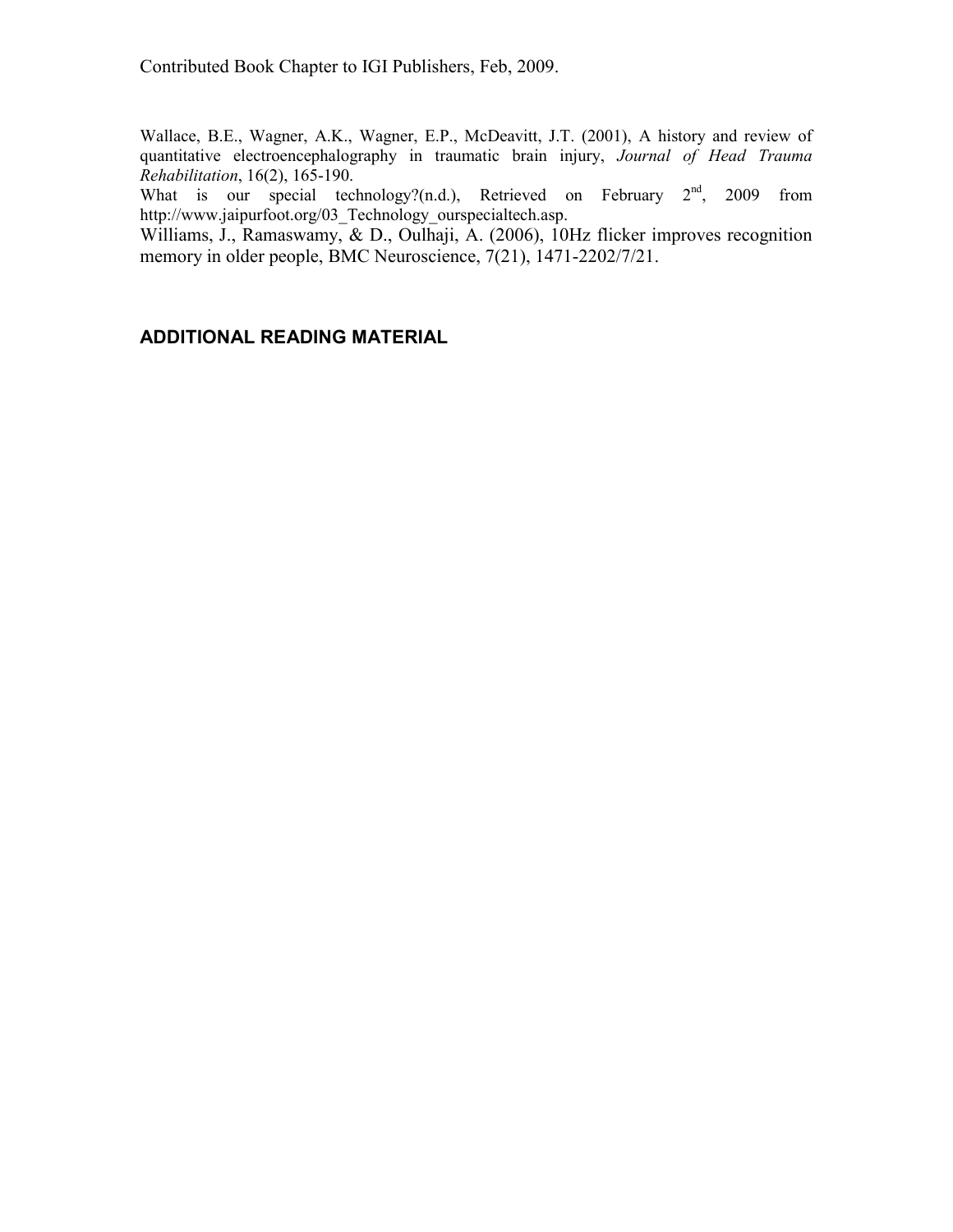Wallace, B.E., Wagner, A.K., Wagner, E.P., McDeavitt, J.T. (2001), A history and review of quantitative electroencephalography in traumatic brain injury, *Journal of Head Trauma Rehabilitation*, 16(2), 165-190.

What is our special technology?(n.d.), Retrieved on February 2nd, 2009 from http://www.jaipurfoot.org/03_Technology_ourspecialtech.asp.

Williams, J., Ramaswamy, & D., Oulhaji, A. (2006), 10Hz flicker improves recognition memory in older people, BMC Neuroscience, 7(21), 1471-2202/7/21.

## ADDITIONAL READING MATERIAL